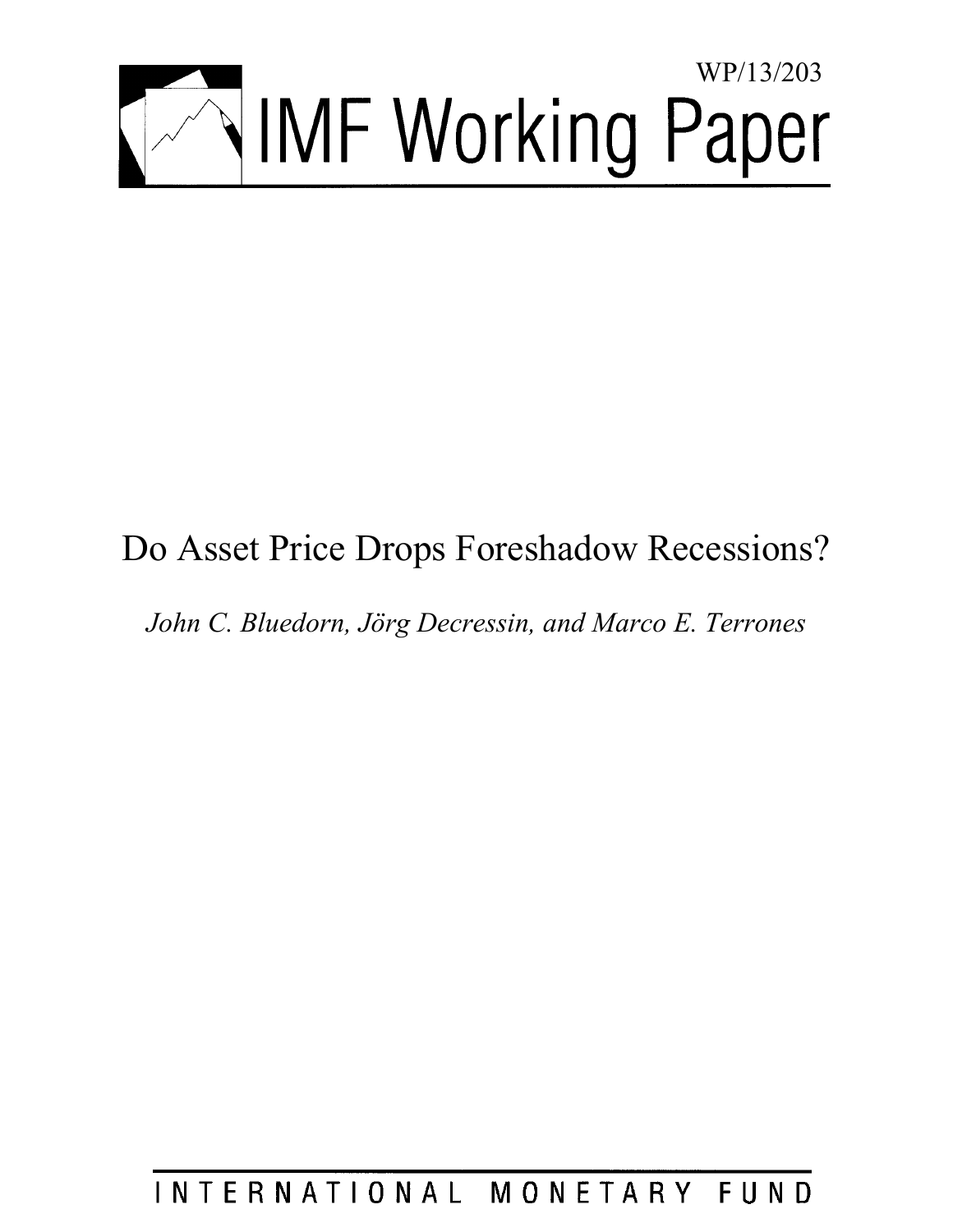WP/13/203

# IMF Working Paper

# Do Asset Price Drops Foreshadow Recessions?

*John C. Bluedorn, Jörg Decressin, and Marco E. Terrones*

INTERNATIONAL MONETARY FUND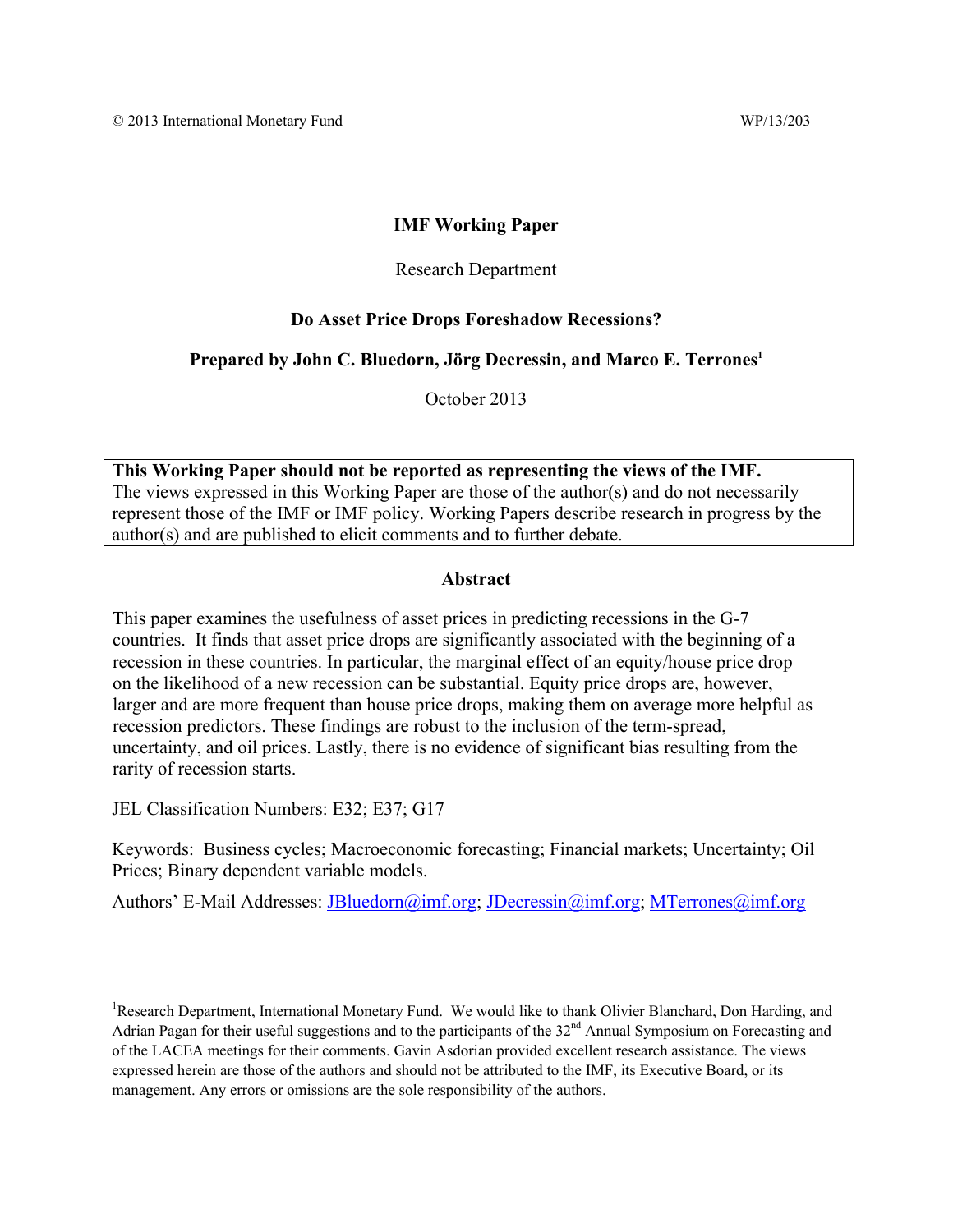© 2013 International Monetary Fund WP/13/203

**IMF Working Paper**

Research Department

**Do Asset Price Drops Foreshadow Recessions?**

**Prepared by John C. Bluedorn, Jörg Decressin, and Marco E. Terrones[1]**

October 2013

> **This Working Paper should not be reported as representing the views of the IMF.**
> The views expressed in this Working Paper are those of the author(s) and do not necessarily represent those of the IMF or IMF policy. Working Papers describe research in progress by the author(s) and are published to elicit comments and to further debate.

**Abstract**

This paper examines the usefulness of asset prices in predicting recessions in the G-7 countries. It finds that asset price drops are significantly associated with the beginning of a recession in these countries. In particular, the marginal effect of an equity/house price drop on the likelihood of a new recession can be substantial. Equity price drops are, however, larger and are more frequent than house price drops, making them on average more helpful as recession predictors. These findings are robust to the inclusion of the term-spread, uncertainty, and oil prices. Lastly, there is no evidence of significant bias resulting from the rarity of recession starts.

JEL Classification Numbers: E32; E37; G17

Keywords: Business cycles; Macroeconomic forecasting; Financial markets; Uncertainty; Oil Prices; Binary dependent variable models.

Authors' E-Mail Addresses: JBluedorn@imf.org; JDecressin@imf.org; MTerrones@imf.org

---

[1] Research Department, International Monetary Fund. We would like to thank Olivier Blanchard, Don Harding, and Adrian Pagan for their useful suggestions and to the participants of the 32nd Annual Symposium on Forecasting and of the LACEA meetings for their comments. Gavin Asdorian provided excellent research assistance. The views expressed herein are those of the authors and should not be attributed to the IMF, its Executive Board, or its management. Any errors or omissions are the sole responsibility of the authors.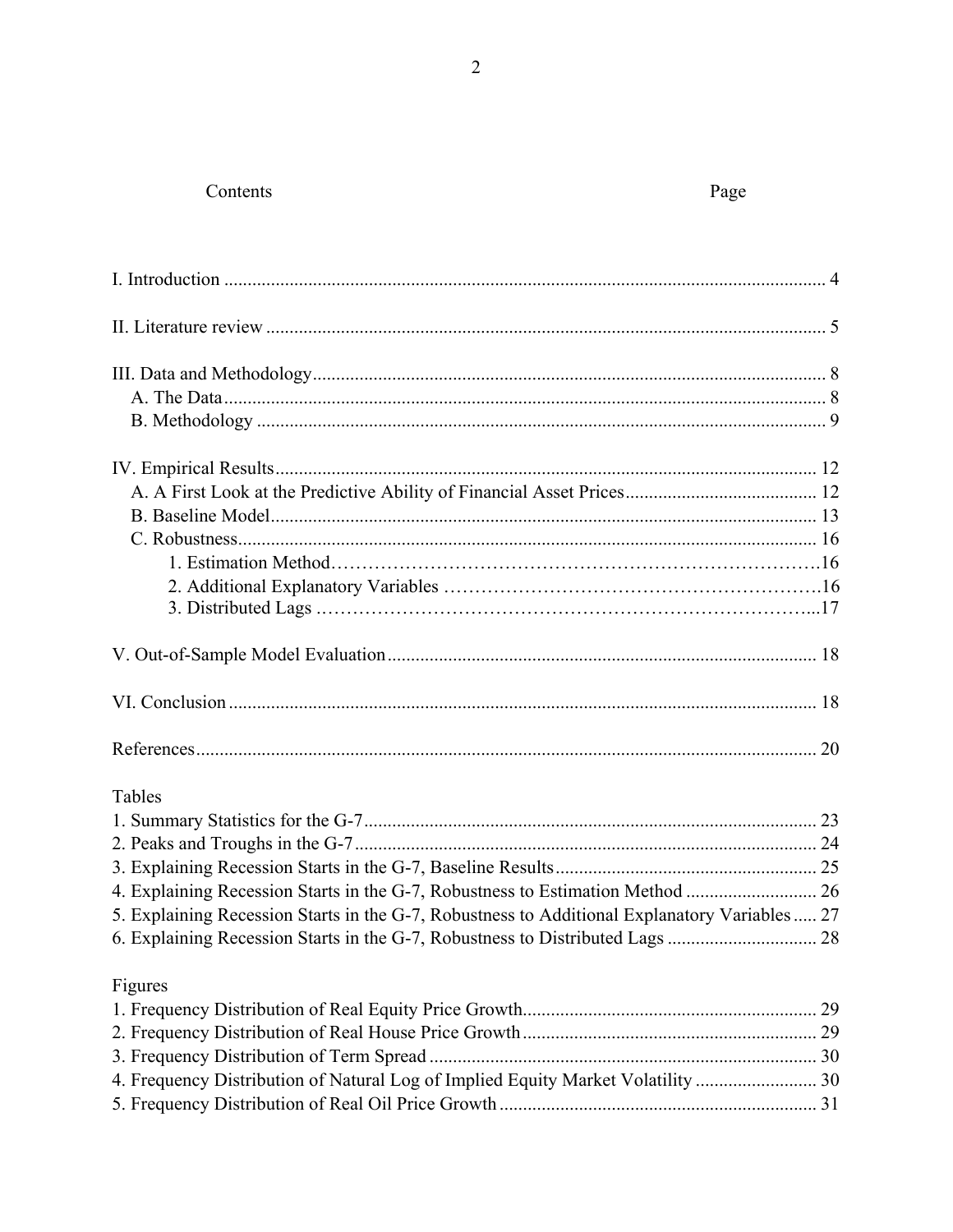Contents Page

I. Introduction ........................................................................................................................ 4

II. Literature review ................................................................................................................ 5

III. Data and Methodology....................................................................................................... 8
 A. The Data.......................................................................................................................... 8
 B. Methodology ................................................................................................................... 9

IV. Empirical Results............................................................................................................. 12
 A. A First Look at the Predictive Ability of Financial Asset Prices.................................... 12
 B. Baseline Model.............................................................................................................. 13
 C. Robustness..................................................................................................................... 16
  1. Estimation Method……………………………………………………………………….16
  2. Additional Explanatory Variables ………………………………………………….16
  3. Distributed Lags ……………………………………………………………………...17

V. Out-of-Sample Model Evaluation...................................................................................... 18

VI. Conclusion ....................................................................................................................... 18

References............................................................................................................................... 20

Tables
1. Summary Statistics for the G-7........................................................................................... 23
2. Peaks and Troughs in the G-7............................................................................................. 24
3. Explaining Recession Starts in the G-7, Baseline Results.................................................. 25
4. Explaining Recession Starts in the G-7, Robustness to Estimation Method ...................... 26
5. Explaining Recession Starts in the G-7, Robustness to Additional Explanatory Variables ..... 27
6. Explaining Recession Starts in the G-7, Robustness to Distributed Lags .......................... 28

Figures
1. Frequency Distribution of Real Equity Price Growth......................................................... 29
2. Frequency Distribution of Real House Price Growth......................................................... 29
3. Frequency Distribution of Term Spread ............................................................................. 30
4. Frequency Distribution of Natural Log of Implied Equity Market Volatility ..................... 30
5. Frequency Distribution of Real Oil Price Growth............................................................... 31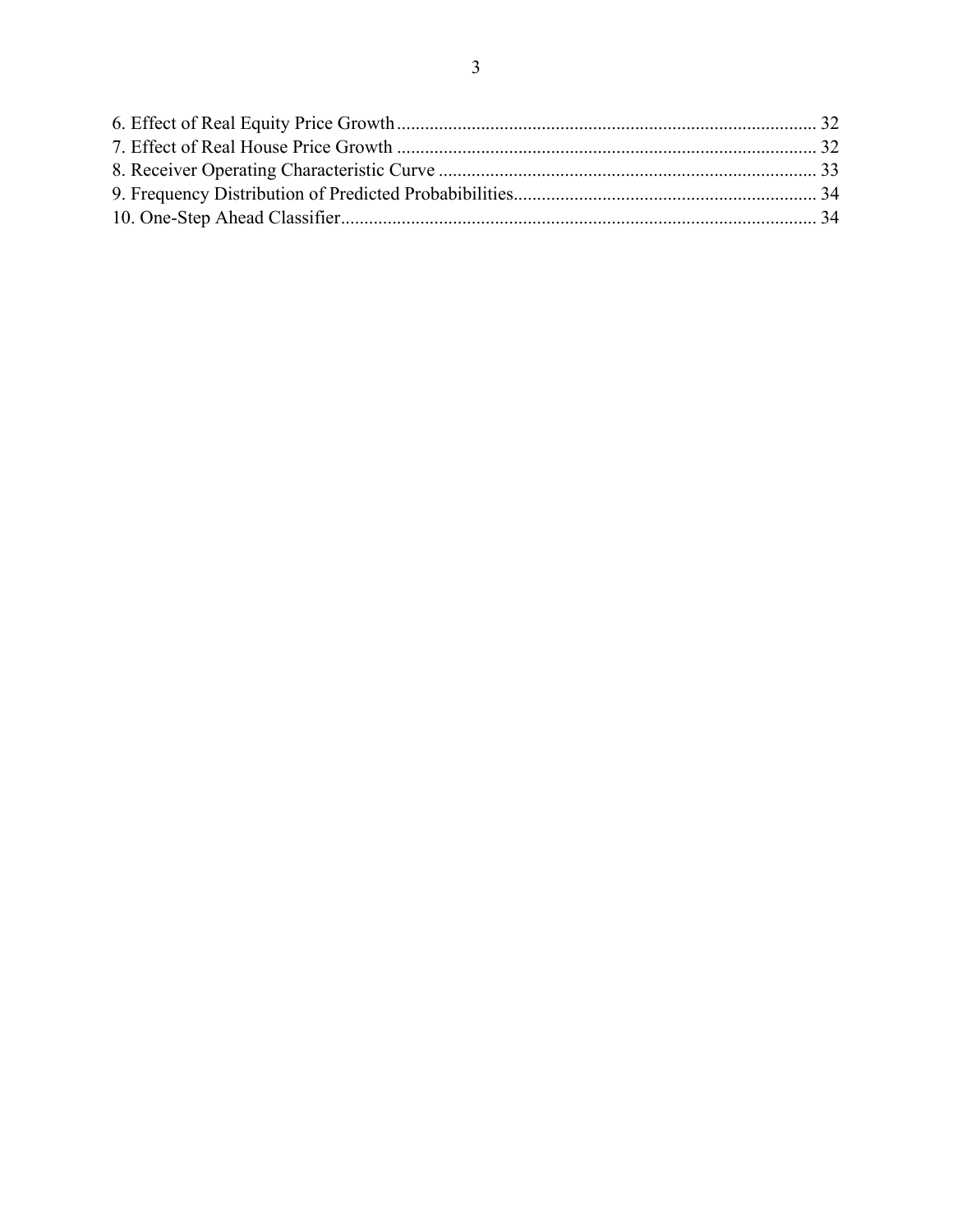6. Effect of Real Equity Price Growth ........................................................................................ 32
7. Effect of Real House Price Growth ........................................................................................ 32
8. Receiver Operating Characteristic Curve ................................................................................ 33
9. Frequency Distribution of Predicted Probabibilities................................................................ 34
10. One-Step Ahead Classifier..................................................................................................... 34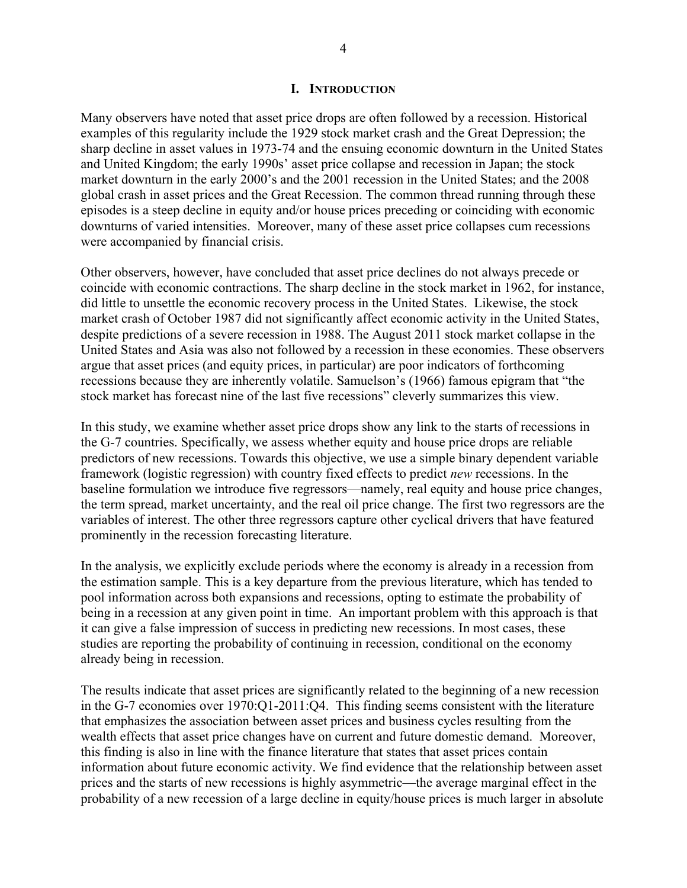# I. INTRODUCTION

Many observers have noted that asset price drops are often followed by a recession. Historical examples of this regularity include the 1929 stock market crash and the Great Depression; the sharp decline in asset values in 1973-74 and the ensuing economic downturn in the United States and United Kingdom; the early 1990s' asset price collapse and recession in Japan; the stock market downturn in the early 2000's and the 2001 recession in the United States; and the 2008 global crash in asset prices and the Great Recession. The common thread running through these episodes is a steep decline in equity and/or house prices preceding or coinciding with economic downturns of varied intensities. Moreover, many of these asset price collapses cum recessions were accompanied by financial crisis.

Other observers, however, have concluded that asset price declines do not always precede or coincide with economic contractions. The sharp decline in the stock market in 1962, for instance, did little to unsettle the economic recovery process in the United States. Likewise, the stock market crash of October 1987 did not significantly affect economic activity in the United States, despite predictions of a severe recession in 1988. The August 2011 stock market collapse in the United States and Asia was also not followed by a recession in these economies. These observers argue that asset prices (and equity prices, in particular) are poor indicators of forthcoming recessions because they are inherently volatile. Samuelson's (1966) famous epigram that "the stock market has forecast nine of the last five recessions" cleverly summarizes this view.

In this study, we examine whether asset price drops show any link to the starts of recessions in the G-7 countries. Specifically, we assess whether equity and house price drops are reliable predictors of new recessions. Towards this objective, we use a simple binary dependent variable framework (logistic regression) with country fixed effects to predict *new* recessions. In the baseline formulation we introduce five regressors—namely, real equity and house price changes, the term spread, market uncertainty, and the real oil price change. The first two regressors are the variables of interest. The other three regressors capture other cyclical drivers that have featured prominently in the recession forecasting literature.

In the analysis, we explicitly exclude periods where the economy is already in a recession from the estimation sample. This is a key departure from the previous literature, which has tended to pool information across both expansions and recessions, opting to estimate the probability of being in a recession at any given point in time. An important problem with this approach is that it can give a false impression of success in predicting new recessions. In most cases, these studies are reporting the probability of continuing in recession, conditional on the economy already being in recession.

The results indicate that asset prices are significantly related to the beginning of a new recession in the G-7 economies over 1970:Q1-2011:Q4. This finding seems consistent with the literature that emphasizes the association between asset prices and business cycles resulting from the wealth effects that asset price changes have on current and future domestic demand. Moreover, this finding is also in line with the finance literature that states that asset prices contain information about future economic activity. We find evidence that the relationship between asset prices and the starts of new recessions is highly asymmetric—the average marginal effect in the probability of a new recession of a large decline in equity/house prices is much larger in absolute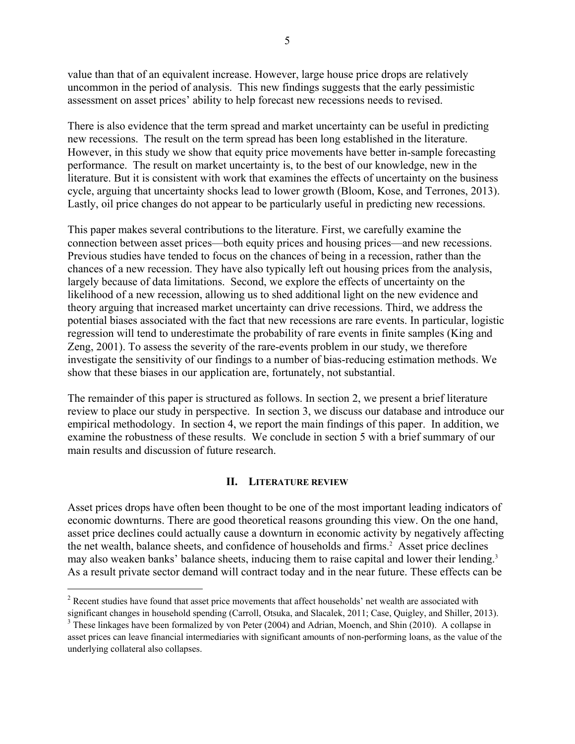value than that of an equivalent increase. However, large house price drops are relatively uncommon in the period of analysis. This new findings suggests that the early pessimistic assessment on asset prices' ability to help forecast new recessions needs to revised.

There is also evidence that the term spread and market uncertainty can be useful in predicting new recessions. The result on the term spread has been long established in the literature. However, in this study we show that equity price movements have better in-sample forecasting performance. The result on market uncertainty is, to the best of our knowledge, new in the literature. But it is consistent with work that examines the effects of uncertainty on the business cycle, arguing that uncertainty shocks lead to lower growth (Bloom, Kose, and Terrones, 2013). Lastly, oil price changes do not appear to be particularly useful in predicting new recessions.

This paper makes several contributions to the literature. First, we carefully examine the connection between asset prices—both equity prices and housing prices—and new recessions. Previous studies have tended to focus on the chances of being in a recession, rather than the chances of a new recession. They have also typically left out housing prices from the analysis, largely because of data limitations. Second, we explore the effects of uncertainty on the likelihood of a new recession, allowing us to shed additional light on the new evidence and theory arguing that increased market uncertainty can drive recessions. Third, we address the potential biases associated with the fact that new recessions are rare events. In particular, logistic regression will tend to underestimate the probability of rare events in finite samples (King and Zeng, 2001). To assess the severity of the rare-events problem in our study, we therefore investigate the sensitivity of our findings to a number of bias-reducing estimation methods. We show that these biases in our application are, fortunately, not substantial.

The remainder of this paper is structured as follows. In section 2, we present a brief literature review to place our study in perspective. In section 3, we discuss our database and introduce our empirical methodology. In section 4, we report the main findings of this paper. In addition, we examine the robustness of these results. We conclude in section 5 with a brief summary of our main results and discussion of future research.

## II. Literature Review

Asset prices drops have often been thought to be one of the most important leading indicators of economic downturns. There are good theoretical reasons grounding this view. On the one hand, asset price declines could actually cause a downturn in economic activity by negatively affecting the net wealth, balance sheets, and confidence of households and firms.[2] Asset price declines may also weaken banks' balance sheets, inducing them to raise capital and lower their lending.[3] As a result private sector demand will contract today and in the near future. These effects can be

[2] Recent studies have found that asset price movements that affect households' net wealth are associated with significant changes in household spending (Carroll, Otsuka, and Slacalek, 2011; Case, Quigley, and Shiller, 2013).

[3] These linkages have been formalized by von Peter (2004) and Adrian, Moench, and Shin (2010). A collapse in asset prices can leave financial intermediaries with significant amounts of non-performing loans, as the value of the underlying collateral also collapses.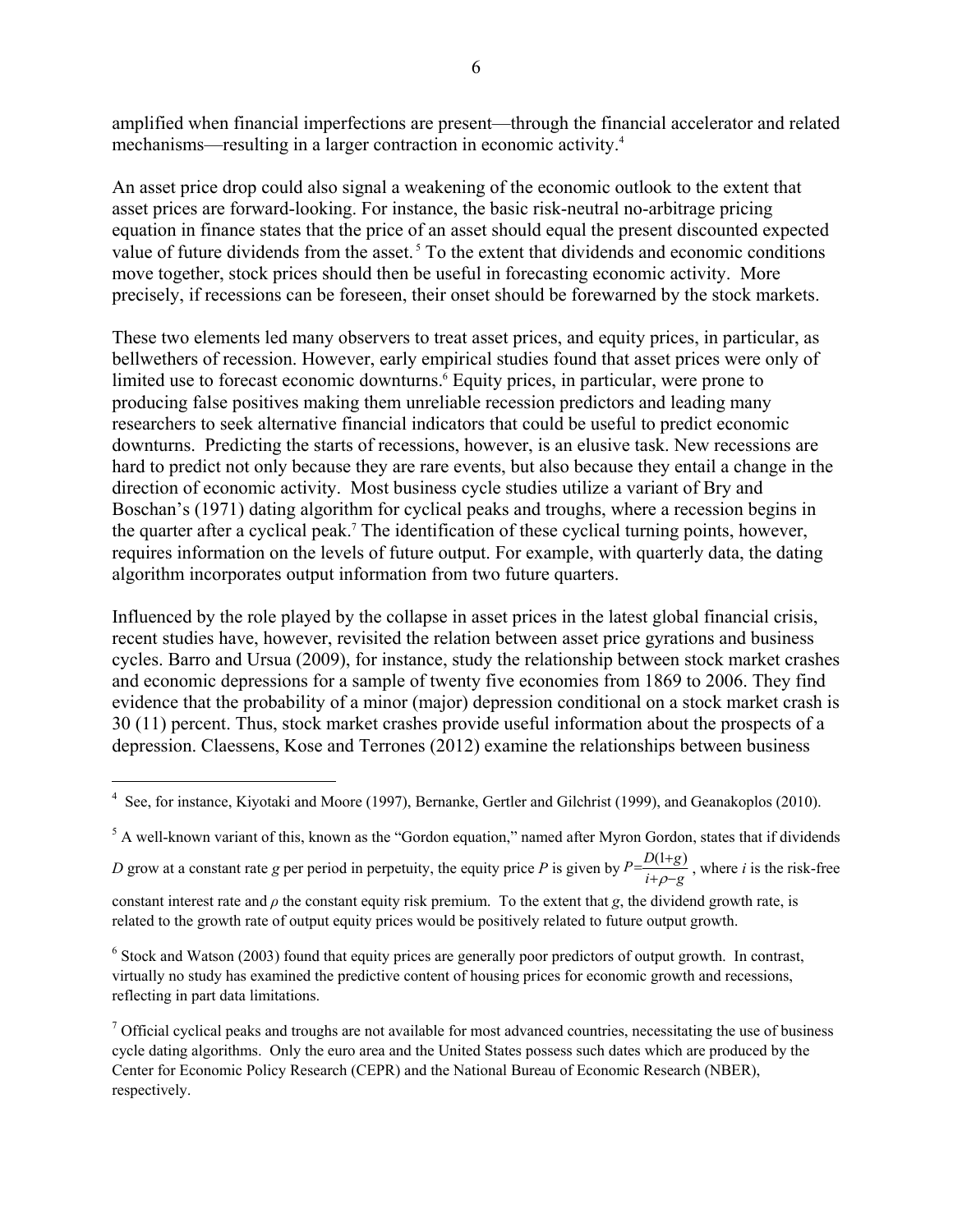amplified when financial imperfections are present—through the financial accelerator and related mechanisms—resulting in a larger contraction in economic activity.[4]

An asset price drop could also signal a weakening of the economic outlook to the extent that asset prices are forward-looking. For instance, the basic risk-neutral no-arbitrage pricing equation in finance states that the price of an asset should equal the present discounted expected value of future dividends from the asset.[5] To the extent that dividends and economic conditions move together, stock prices should then be useful in forecasting economic activity. More precisely, if recessions can be foreseen, their onset should be forewarned by the stock markets.

These two elements led many observers to treat asset prices, and equity prices, in particular, as bellwethers of recession. However, early empirical studies found that asset prices were only of limited use to forecast economic downturns.[6] Equity prices, in particular, were prone to producing false positives making them unreliable recession predictors and leading many researchers to seek alternative financial indicators that could be useful to predict economic downturns. Predicting the starts of recessions, however, is an elusive task. New recessions are hard to predict not only because they are rare events, but also because they entail a change in the direction of economic activity. Most business cycle studies utilize a variant of Bry and Boschan's (1971) dating algorithm for cyclical peaks and troughs, where a recession begins in the quarter after a cyclical peak.[7] The identification of these cyclical turning points, however, requires information on the levels of future output. For example, with quarterly data, the dating algorithm incorporates output information from two future quarters.

Influenced by the role played by the collapse in asset prices in the latest global financial crisis, recent studies have, however, revisited the relation between asset price gyrations and business cycles. Barro and Ursua (2009), for instance, study the relationship between stock market crashes and economic depressions for a sample of twenty five economies from 1869 to 2006. They find evidence that the probability of a minor (major) depression conditional on a stock market crash is 30 (11) percent. Thus, stock market crashes provide useful information about the prospects of a depression. Claessens, Kose and Terrones (2012) examine the relationships between business

---

[4] See, for instance, Kiyotaki and Moore (1997), Bernanke, Gertler and Gilchrist (1999), and Geanakoplos (2010).

[5] A well-known variant of this, known as the "Gordon equation," named after Myron Gordon, states that if dividends $D$ grow at a constant rate $g$ per period in perpetuity, the equity price $P$ is given by $P = \frac{D(1+g)}{i+\rho-g}$, where $i$ is the risk-free constant interest rate and $\rho$ the constant equity risk premium. To the extent that $g$, the dividend growth rate, is related to the growth rate of output equity prices would be positively related to future output growth.

[6] Stock and Watson (2003) found that equity prices are generally poor predictors of output growth. In contrast, virtually no study has examined the predictive content of housing prices for economic growth and recessions, reflecting in part data limitations.

[7] Official cyclical peaks and troughs are not available for most advanced countries, necessitating the use of business cycle dating algorithms. Only the euro area and the United States possess such dates which are produced by the Center for Economic Policy Research (CEPR) and the National Bureau of Economic Research (NBER), respectively.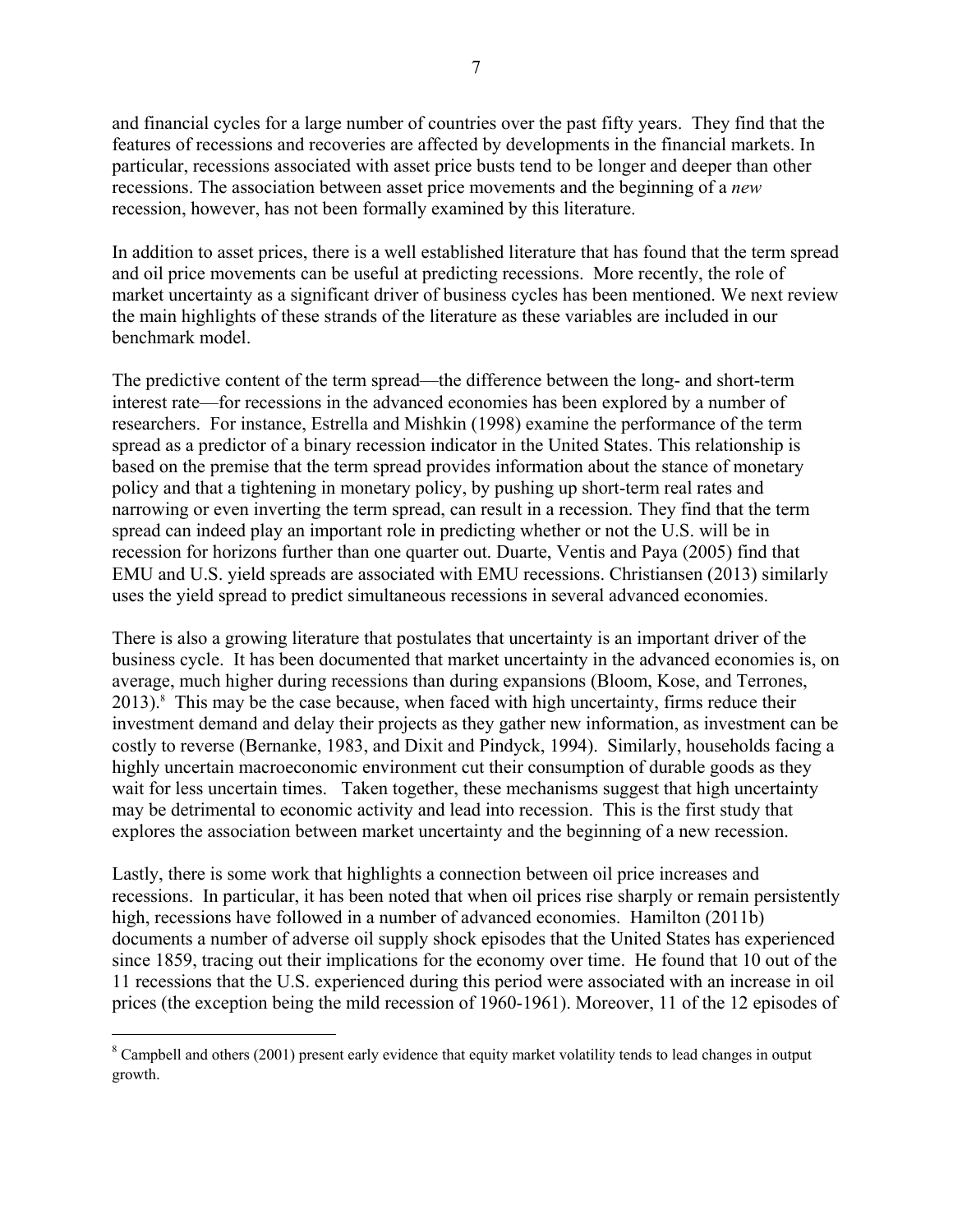and financial cycles for a large number of countries over the past fifty years. They find that the features of recessions and recoveries are affected by developments in the financial markets. In particular, recessions associated with asset price busts tend to be longer and deeper than other recessions. The association between asset price movements and the beginning of a *new* recession, however, has not been formally examined by this literature.

In addition to asset prices, there is a well established literature that has found that the term spread and oil price movements can be useful at predicting recessions. More recently, the role of market uncertainty as a significant driver of business cycles has been mentioned. We next review the main highlights of these strands of the literature as these variables are included in our benchmark model.

The predictive content of the term spread—the difference between the long- and short-term interest rate—for recessions in the advanced economies has been explored by a number of researchers. For instance, Estrella and Mishkin (1998) examine the performance of the term spread as a predictor of a binary recession indicator in the United States. This relationship is based on the premise that the term spread provides information about the stance of monetary policy and that a tightening in monetary policy, by pushing up short-term real rates and narrowing or even inverting the term spread, can result in a recession. They find that the term spread can indeed play an important role in predicting whether or not the U.S. will be in recession for horizons further than one quarter out. Duarte, Ventis and Paya (2005) find that EMU and U.S. yield spreads are associated with EMU recessions. Christiansen (2013) similarly uses the yield spread to predict simultaneous recessions in several advanced economies.

There is also a growing literature that postulates that uncertainty is an important driver of the business cycle. It has been documented that market uncertainty in the advanced economies is, on average, much higher during recessions than during expansions (Bloom, Kose, and Terrones, 2013).[8] This may be the case because, when faced with high uncertainty, firms reduce their investment demand and delay their projects as they gather new information, as investment can be costly to reverse (Bernanke, 1983, and Dixit and Pindyck, 1994). Similarly, households facing a highly uncertain macroeconomic environment cut their consumption of durable goods as they wait for less uncertain times. Taken together, these mechanisms suggest that high uncertainty may be detrimental to economic activity and lead into recession. This is the first study that explores the association between market uncertainty and the beginning of a new recession.

Lastly, there is some work that highlights a connection between oil price increases and recessions. In particular, it has been noted that when oil prices rise sharply or remain persistently high, recessions have followed in a number of advanced economies. Hamilton (2011b) documents a number of adverse oil supply shock episodes that the United States has experienced since 1859, tracing out their implications for the economy over time. He found that 10 out of the 11 recessions that the U.S. experienced during this period were associated with an increase in oil prices (the exception being the mild recession of 1960-1961). Moreover, 11 of the 12 episodes of

[8] Campbell and others (2001) present early evidence that equity market volatility tends to lead changes in output growth.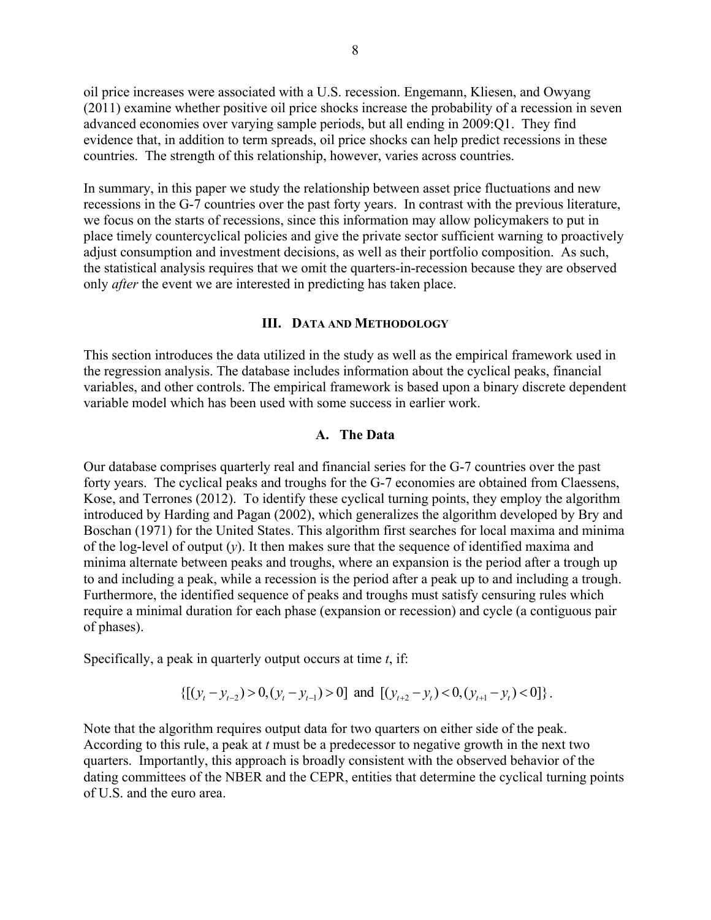oil price increases were associated with a U.S. recession. Engemann, Kliesen, and Owyang (2011) examine whether positive oil price shocks increase the probability of a recession in seven advanced economies over varying sample periods, but all ending in 2009:Q1. They find evidence that, in addition to term spreads, oil price shocks can help predict recessions in these countries. The strength of this relationship, however, varies across countries.

In summary, in this paper we study the relationship between asset price fluctuations and new recessions in the G-7 countries over the past forty years. In contrast with the previous literature, we focus on the starts of recessions, since this information may allow policymakers to put in place timely countercyclical policies and give the private sector sufficient warning to proactively adjust consumption and investment decisions, as well as their portfolio composition. As such, the statistical analysis requires that we omit the quarters-in-recession because they are observed only *after* the event we are interested in predicting has taken place.

## III. Data and Methodology

This section introduces the data utilized in the study as well as the empirical framework used in the regression analysis. The database includes information about the cyclical peaks, financial variables, and other controls. The empirical framework is based upon a binary discrete dependent variable model which has been used with some success in earlier work.

### A. The Data

Our database comprises quarterly real and financial series for the G-7 countries over the past forty years. The cyclical peaks and troughs for the G-7 economies are obtained from Claessens, Kose, and Terrones (2012). To identify these cyclical turning points, they employ the algorithm introduced by Harding and Pagan (2002), which generalizes the algorithm developed by Bry and Boschan (1971) for the United States. This algorithm first searches for local maxima and minima of the log-level of output ($y$). It then makes sure that the sequence of identified maxima and minima alternate between peaks and troughs, where an expansion is the period after a trough up to and including a peak, while a recession is the period after a peak up to and including a trough. Furthermore, the identified sequence of peaks and troughs must satisfy censuring rules which require a minimal duration for each phase (expansion or recession) and cycle (a contiguous pair of phases).

Specifically, a peak in quarterly output occurs at time $t$, if:

$$\{[(y_t - y_{t-2}) > 0, (y_t - y_{t-1}) > 0] \text{ and } [(y_{t+2} - y_t) < 0, (y_{t+1} - y_t) < 0]\}.$$

Note that the algorithm requires output data for two quarters on either side of the peak. According to this rule, a peak at $t$ must be a predecessor to negative growth in the next two quarters. Importantly, this approach is broadly consistent with the observed behavior of the dating committees of the NBER and the CEPR, entities that determine the cyclical turning points of U.S. and the euro area.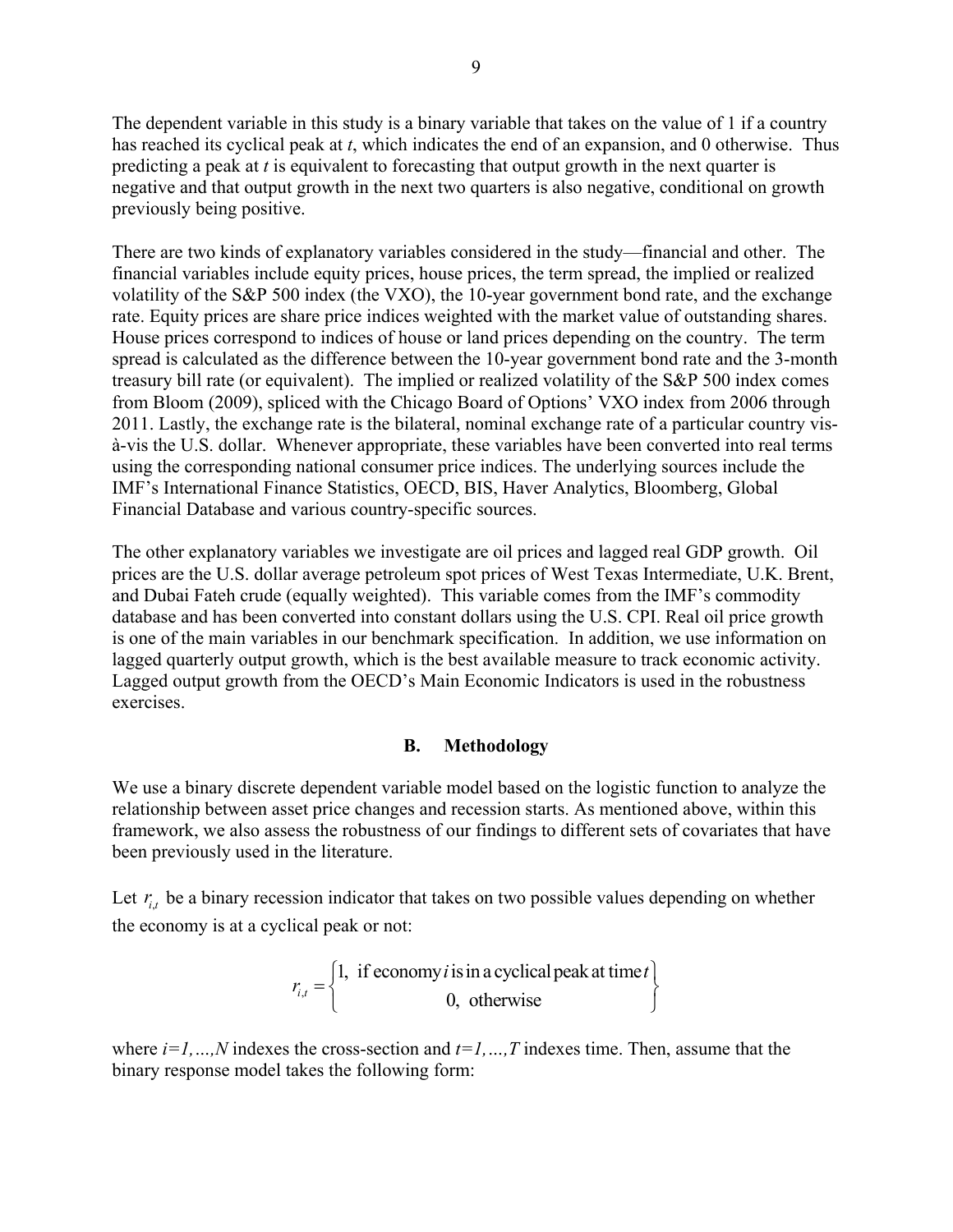The dependent variable in this study is a binary variable that takes on the value of 1 if a country has reached its cyclical peak at *t*, which indicates the end of an expansion, and 0 otherwise. Thus predicting a peak at *t* is equivalent to forecasting that output growth in the next quarter is negative and that output growth in the next two quarters is also negative, conditional on growth previously being positive.

There are two kinds of explanatory variables considered in the study—financial and other. The financial variables include equity prices, house prices, the term spread, the implied or realized volatility of the S&P 500 index (the VXO), the 10-year government bond rate, and the exchange rate. Equity prices are share price indices weighted with the market value of outstanding shares. House prices correspond to indices of house or land prices depending on the country. The term spread is calculated as the difference between the 10-year government bond rate and the 3-month treasury bill rate (or equivalent). The implied or realized volatility of the S&P 500 index comes from Bloom (2009), spliced with the Chicago Board of Options' VXO index from 2006 through 2011. Lastly, the exchange rate is the bilateral, nominal exchange rate of a particular country vis-à-vis the U.S. dollar. Whenever appropriate, these variables have been converted into real terms using the corresponding national consumer price indices. The underlying sources include the IMF's International Finance Statistics, OECD, BIS, Haver Analytics, Bloomberg, Global Financial Database and various country-specific sources.

The other explanatory variables we investigate are oil prices and lagged real GDP growth. Oil prices are the U.S. dollar average petroleum spot prices of West Texas Intermediate, U.K. Brent, and Dubai Fateh crude (equally weighted). This variable comes from the IMF's commodity database and has been converted into constant dollars using the U.S. CPI. Real oil price growth is one of the main variables in our benchmark specification. In addition, we use information on lagged quarterly output growth, which is the best available measure to track economic activity. Lagged output growth from the OECD's Main Economic Indicators is used in the robustness exercises.

## B. Methodology

We use a binary discrete dependent variable model based on the logistic function to analyze the relationship between asset price changes and recession starts. As mentioned above, within this framework, we also assess the robustness of our findings to different sets of covariates that have been previously used in the literature.

Let $r_{i,t}$ be a binary recession indicator that takes on two possible values depending on whether the economy is at a cyclical peak or not:

$$r_{i,t} = \begin{Bmatrix} 1, \text{ if economy } i \text{ is in a cyclical peak at time } t \\ 0, \text{ otherwise} \end{Bmatrix}$$

where $i=1,\ldots,N$ indexes the cross-section and $t=1,\ldots,T$ indexes time. Then, assume that the binary response model takes the following form: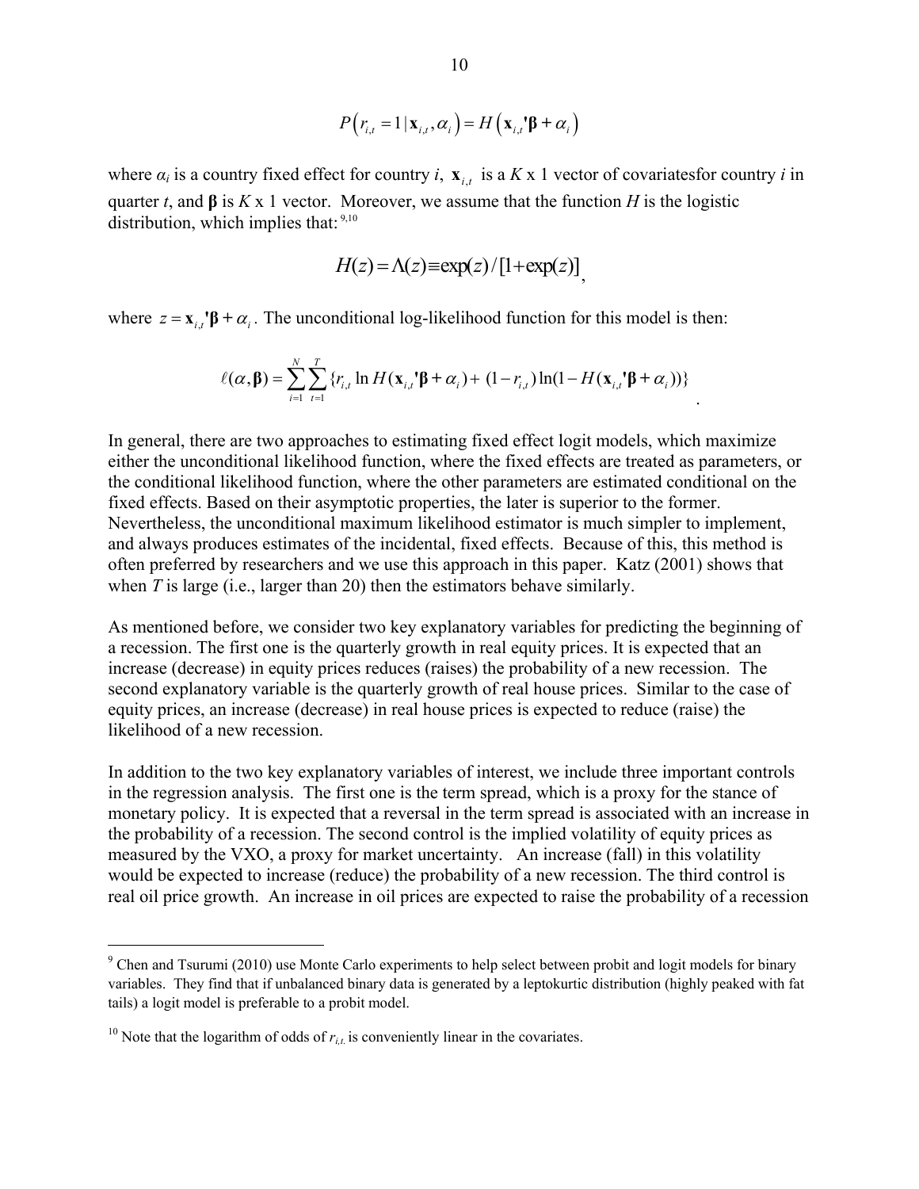$$P\left(r_{i,t}=1\,|\,\mathbf{x}_{i,t},\alpha_i\right)=H\left(\mathbf{x}_{i,t}\mathbf{'\beta}+\alpha_i\right)$$

where $\alpha_i$ is a country fixed effect for country $i$, $\mathbf{x}_{i,t}$ is a $K$ x 1 vector of covariatesfor country $i$ in quarter $t$, and $\boldsymbol{\beta}$ is $K$ x 1 vector. Moreover, we assume that the function $H$ is the logistic distribution, which implies that: [9,10]

$$H(z)=\Lambda(z)\equiv\exp(z)/[1+\exp(z)],$$

where $z=\mathbf{x}_{i,t}\mathbf{'\beta}+\alpha_i$. The unconditional log-likelihood function for this model is then:

$$\ell(\alpha,\boldsymbol{\beta})=\sum_{i=1}^{N}\sum_{t=1}^{T}\{r_{i,t}\ln H(\mathbf{x}_{i,t}\mathbf{'\beta}+\alpha_i)+(1-r_{i,t})\ln(1-H(\mathbf{x}_{i,t}\mathbf{'\beta}+\alpha_i))\}.$$

In general, there are two approaches to estimating fixed effect logit models, which maximize either the unconditional likelihood function, where the fixed effects are treated as parameters, or the conditional likelihood function, where the other parameters are estimated conditional on the fixed effects. Based on their asymptotic properties, the later is superior to the former. Nevertheless, the unconditional maximum likelihood estimator is much simpler to implement, and always produces estimates of the incidental, fixed effects. Because of this, this method is often preferred by researchers and we use this approach in this paper. Katz (2001) shows that when $T$ is large (i.e., larger than 20) then the estimators behave similarly.

As mentioned before, we consider two key explanatory variables for predicting the beginning of a recession. The first one is the quarterly growth in real equity prices. It is expected that an increase (decrease) in equity prices reduces (raises) the probability of a new recession. The second explanatory variable is the quarterly growth of real house prices. Similar to the case of equity prices, an increase (decrease) in real house prices is expected to reduce (raise) the likelihood of a new recession.

In addition to the two key explanatory variables of interest, we include three important controls in the regression analysis. The first one is the term spread, which is a proxy for the stance of monetary policy. It is expected that a reversal in the term spread is associated with an increase in the probability of a recession. The second control is the implied volatility of equity prices as measured by the VXO, a proxy for market uncertainty. An increase (fall) in this volatility would be expected to increase (reduce) the probability of a new recession. The third control is real oil price growth. An increase in oil prices are expected to raise the probability of a recession

[9] Chen and Tsurumi (2010) use Monte Carlo experiments to help select between probit and logit models for binary variables. They find that if unbalanced binary data is generated by a leptokurtic distribution (highly peaked with fat tails) a logit model is preferable to a probit model.

[10] Note that the logarithm of odds of $r_{i,t}$ is conveniently linear in the covariates.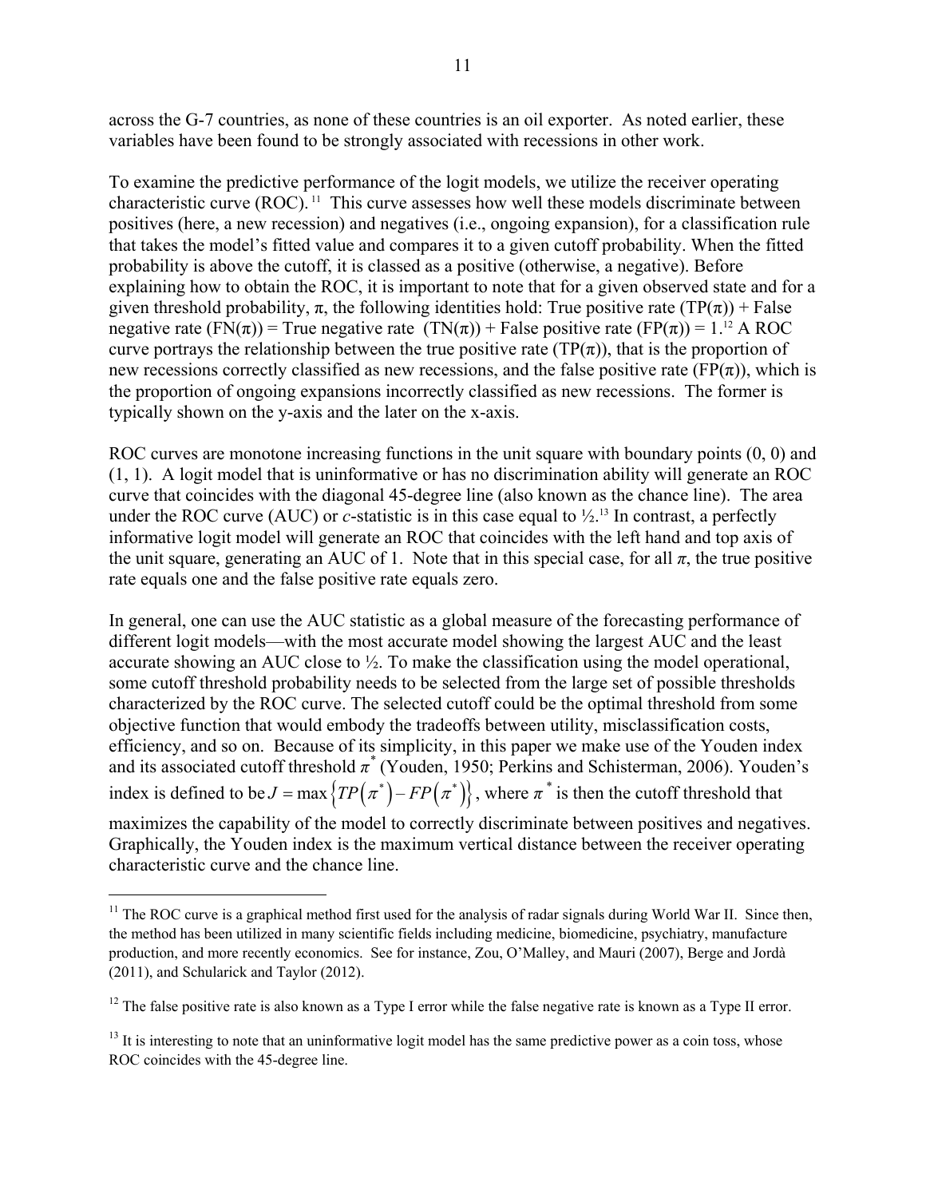across the G-7 countries, as none of these countries is an oil exporter. As noted earlier, these variables have been found to be strongly associated with recessions in other work.

To examine the predictive performance of the logit models, we utilize the receiver operating characteristic curve (ROC).[11] This curve assesses how well these models discriminate between positives (here, a new recession) and negatives (i.e., ongoing expansion), for a classification rule that takes the model's fitted value and compares it to a given cutoff probability. When the fitted probability is above the cutoff, it is classed as a positive (otherwise, a negative). Before explaining how to obtain the ROC, it is important to note that for a given observed state and for a given threshold probability, $\pi$, the following identities hold: True positive rate ($TP(\pi)$) + False negative rate ($FN(\pi)$) = True negative rate ($TN(\pi)$) + False positive rate ($FP(\pi)$) = 1.[12] A ROC curve portrays the relationship between the true positive rate ($TP(\pi)$), that is the proportion of new recessions correctly classified as new recessions, and the false positive rate ($FP(\pi)$), which is the proportion of ongoing expansions incorrectly classified as new recessions. The former is typically shown on the y-axis and the later on the x-axis.

ROC curves are monotone increasing functions in the unit square with boundary points (0, 0) and (1, 1). A logit model that is uninformative or has no discrimination ability will generate an ROC curve that coincides with the diagonal 45-degree line (also known as the chance line). The area under the ROC curve (AUC) or *c*-statistic is in this case equal to ½.[13] In contrast, a perfectly informative logit model will generate an ROC that coincides with the left hand and top axis of the unit square, generating an AUC of 1. Note that in this special case, for all $\pi$, the true positive rate equals one and the false positive rate equals zero.

In general, one can use the AUC statistic as a global measure of the forecasting performance of different logit models—with the most accurate model showing the largest AUC and the least accurate showing an AUC close to ½. To make the classification using the model operational, some cutoff threshold probability needs to be selected from the large set of possible thresholds characterized by the ROC curve. The selected cutoff could be the optimal threshold from some objective function that would embody the tradeoffs between utility, misclassification costs, efficiency, and so on. Because of its simplicity, in this paper we make use of the Youden index and its associated cutoff threshold $\pi^*$ (Youden, 1950; Perkins and Schisterman, 2006). Youden's index is defined to be $J = \max\left\{TP\left(\pi^*\right) - FP\left(\pi^*\right)\right\}$, where $\pi^*$ is then the cutoff threshold that maximizes the capability of the model to correctly discriminate between positives and negatives. Graphically, the Youden index is the maximum vertical distance between the receiver operating characteristic curve and the chance line.

---

[11] The ROC curve is a graphical method first used for the analysis of radar signals during World War II. Since then, the method has been utilized in many scientific fields including medicine, biomedicine, psychiatry, manufacture production, and more recently economics. See for instance, Zou, O'Malley, and Mauri (2007), Berge and Jordà (2011), and Schularick and Taylor (2012).

[12] The false positive rate is also known as a Type I error while the false negative rate is known as a Type II error.

[13] It is interesting to note that an uninformative logit model has the same predictive power as a coin toss, whose ROC coincides with the 45-degree line.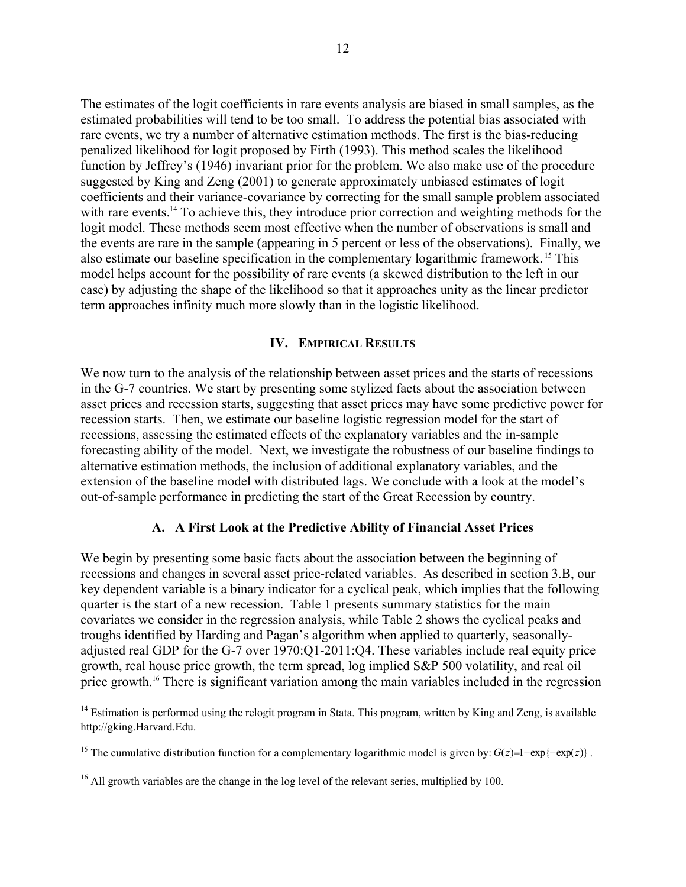The estimates of the logit coefficients in rare events analysis are biased in small samples, as the estimated probabilities will tend to be too small. To address the potential bias associated with rare events, we try a number of alternative estimation methods. The first is the bias-reducing penalized likelihood for logit proposed by Firth (1993). This method scales the likelihood function by Jeffrey's (1946) invariant prior for the problem. We also make use of the procedure suggested by King and Zeng (2001) to generate approximately unbiased estimates of logit coefficients and their variance-covariance by correcting for the small sample problem associated with rare events.[14] To achieve this, they introduce prior correction and weighting methods for the logit model. These methods seem most effective when the number of observations is small and the events are rare in the sample (appearing in 5 percent or less of the observations). Finally, we also estimate our baseline specification in the complementary logarithmic framework.[15] This model helps account for the possibility of rare events (a skewed distribution to the left in our case) by adjusting the shape of the likelihood so that it approaches unity as the linear predictor term approaches infinity much more slowly than in the logistic likelihood.

## IV. Empirical Results

We now turn to the analysis of the relationship between asset prices and the starts of recessions in the G-7 countries. We start by presenting some stylized facts about the association between asset prices and recession starts, suggesting that asset prices may have some predictive power for recession starts. Then, we estimate our baseline logistic regression model for the start of recessions, assessing the estimated effects of the explanatory variables and the in-sample forecasting ability of the model. Next, we investigate the robustness of our baseline findings to alternative estimation methods, the inclusion of additional explanatory variables, and the extension of the baseline model with distributed lags. We conclude with a look at the model's out-of-sample performance in predicting the start of the Great Recession by country.

### A. A First Look at the Predictive Ability of Financial Asset Prices

We begin by presenting some basic facts about the association between the beginning of recessions and changes in several asset price-related variables. As described in section 3.B, our key dependent variable is a binary indicator for a cyclical peak, which implies that the following quarter is the start of a new recession. Table 1 presents summary statistics for the main covariates we consider in the regression analysis, while Table 2 shows the cyclical peaks and troughs identified by Harding and Pagan's algorithm when applied to quarterly, seasonally-adjusted real GDP for the G-7 over 1970:Q1-2011:Q4. These variables include real equity price growth, real house price growth, the term spread, log implied S&P 500 volatility, and real oil price growth.[16] There is significant variation among the main variables included in the regression

---

[14] Estimation is performed using the relogit program in Stata. This program, written by King and Zeng, is available http://gking.Harvard.Edu.

[15] The cumulative distribution function for a complementary logarithmic model is given by: $G(z)=1-\exp\{-\exp(z)\}$.

[16] All growth variables are the change in the log level of the relevant series, multiplied by 100.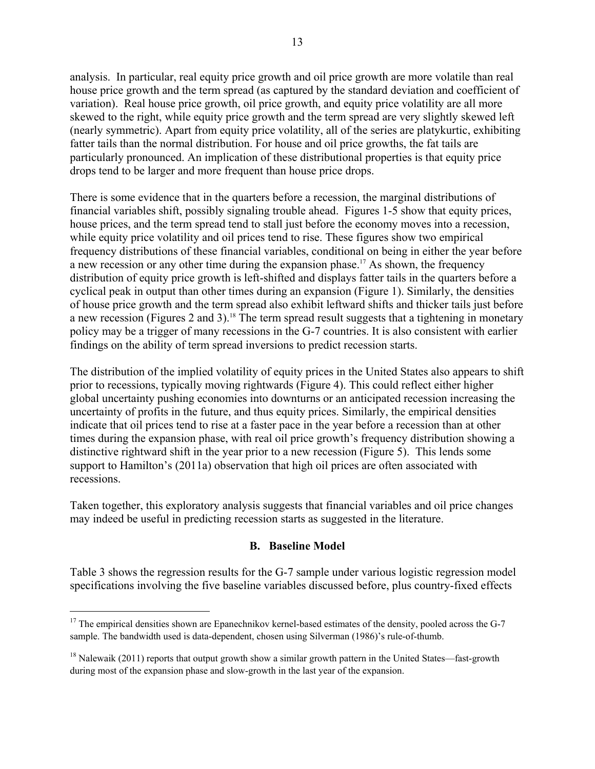analysis. In particular, real equity price growth and oil price growth are more volatile than real house price growth and the term spread (as captured by the standard deviation and coefficient of variation). Real house price growth, oil price growth, and equity price volatility are all more skewed to the right, while equity price growth and the term spread are very slightly skewed left (nearly symmetric). Apart from equity price volatility, all of the series are platykurtic, exhibiting fatter tails than the normal distribution. For house and oil price growths, the fat tails are particularly pronounced. An implication of these distributional properties is that equity price drops tend to be larger and more frequent than house price drops.

There is some evidence that in the quarters before a recession, the marginal distributions of financial variables shift, possibly signaling trouble ahead. Figures 1-5 show that equity prices, house prices, and the term spread tend to stall just before the economy moves into a recession, while equity price volatility and oil prices tend to rise. These figures show two empirical frequency distributions of these financial variables, conditional on being in either the year before a new recession or any other time during the expansion phase.[17] As shown, the frequency distribution of equity price growth is left-shifted and displays fatter tails in the quarters before a cyclical peak in output than other times during an expansion (Figure 1). Similarly, the densities of house price growth and the term spread also exhibit leftward shifts and thicker tails just before a new recession (Figures 2 and 3).[18] The term spread result suggests that a tightening in monetary policy may be a trigger of many recessions in the G-7 countries. It is also consistent with earlier findings on the ability of term spread inversions to predict recession starts.

The distribution of the implied volatility of equity prices in the United States also appears to shift prior to recessions, typically moving rightwards (Figure 4). This could reflect either higher global uncertainty pushing economies into downturns or an anticipated recession increasing the uncertainty of profits in the future, and thus equity prices. Similarly, the empirical densities indicate that oil prices tend to rise at a faster pace in the year before a recession than at other times during the expansion phase, with real oil price growth's frequency distribution showing a distinctive rightward shift in the year prior to a new recession (Figure 5). This lends some support to Hamilton's (2011a) observation that high oil prices are often associated with recessions.

Taken together, this exploratory analysis suggests that financial variables and oil price changes may indeed be useful in predicting recession starts as suggested in the literature.

### B. Baseline Model

Table 3 shows the regression results for the G-7 sample under various logistic regression model specifications involving the five baseline variables discussed before, plus country-fixed effects

---

[17] The empirical densities shown are Epanechnikov kernel-based estimates of the density, pooled across the G-7 sample. The bandwidth used is data-dependent, chosen using Silverman (1986)'s rule-of-thumb.

[18] Nalewaik (2011) reports that output growth show a similar growth pattern in the United States—fast-growth during most of the expansion phase and slow-growth in the last year of the expansion.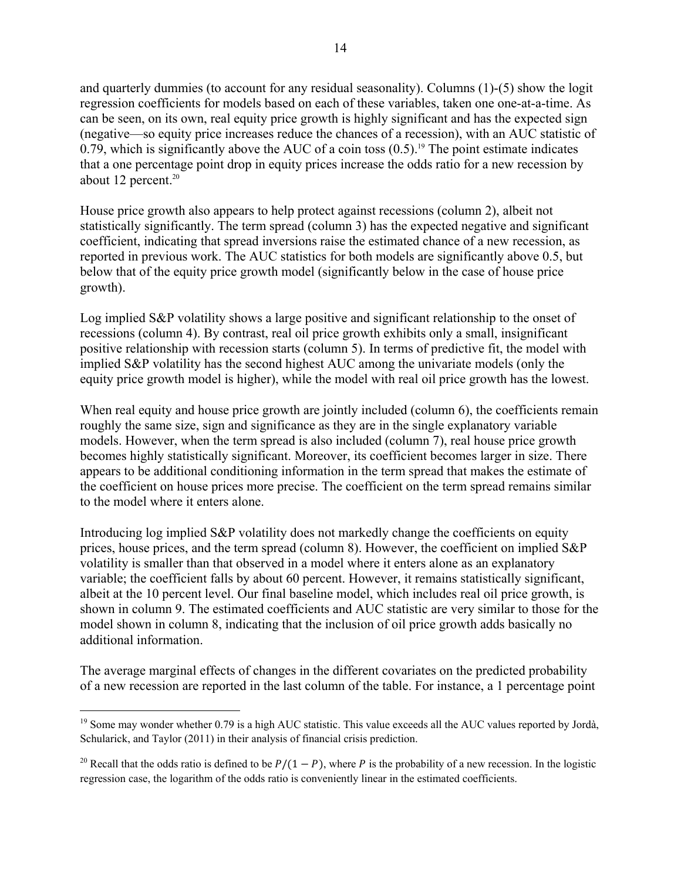and quarterly dummies (to account for any residual seasonality). Columns (1)-(5) show the logit regression coefficients for models based on each of these variables, taken one one-at-a-time. As can be seen, on its own, real equity price growth is highly significant and has the expected sign (negative—so equity price increases reduce the chances of a recession), with an AUC statistic of 0.79, which is significantly above the AUC of a coin toss (0.5).[19] The point estimate indicates that a one percentage point drop in equity prices increase the odds ratio for a new recession by about 12 percent.[20]

House price growth also appears to help protect against recessions (column 2), albeit not statistically significantly. The term spread (column 3) has the expected negative and significant coefficient, indicating that spread inversions raise the estimated chance of a new recession, as reported in previous work. The AUC statistics for both models are significantly above 0.5, but below that of the equity price growth model (significantly below in the case of house price growth).

Log implied S&P volatility shows a large positive and significant relationship to the onset of recessions (column 4). By contrast, real oil price growth exhibits only a small, insignificant positive relationship with recession starts (column 5). In terms of predictive fit, the model with implied S&P volatility has the second highest AUC among the univariate models (only the equity price growth model is higher), while the model with real oil price growth has the lowest.

When real equity and house price growth are jointly included (column 6), the coefficients remain roughly the same size, sign and significance as they are in the single explanatory variable models. However, when the term spread is also included (column 7), real house price growth becomes highly statistically significant. Moreover, its coefficient becomes larger in size. There appears to be additional conditioning information in the term spread that makes the estimate of the coefficient on house prices more precise. The coefficient on the term spread remains similar to the model where it enters alone.

Introducing log implied S&P volatility does not markedly change the coefficients on equity prices, house prices, and the term spread (column 8). However, the coefficient on implied S&P volatility is smaller than that observed in a model where it enters alone as an explanatory variable; the coefficient falls by about 60 percent. However, it remains statistically significant, albeit at the 10 percent level. Our final baseline model, which includes real oil price growth, is shown in column 9. The estimated coefficients and AUC statistic are very similar to those for the model shown in column 8, indicating that the inclusion of oil price growth adds basically no additional information.

The average marginal effects of changes in the different covariates on the predicted probability of a new recession are reported in the last column of the table. For instance, a 1 percentage point

[19] Some may wonder whether 0.79 is a high AUC statistic. This value exceeds all the AUC values reported by Jordà, Schularick, and Taylor (2011) in their analysis of financial crisis prediction.

[20] Recall that the odds ratio is defined to be $P/(1-P)$, where $P$ is the probability of a new recession. In the logistic regression case, the logarithm of the odds ratio is conveniently linear in the estimated coefficients.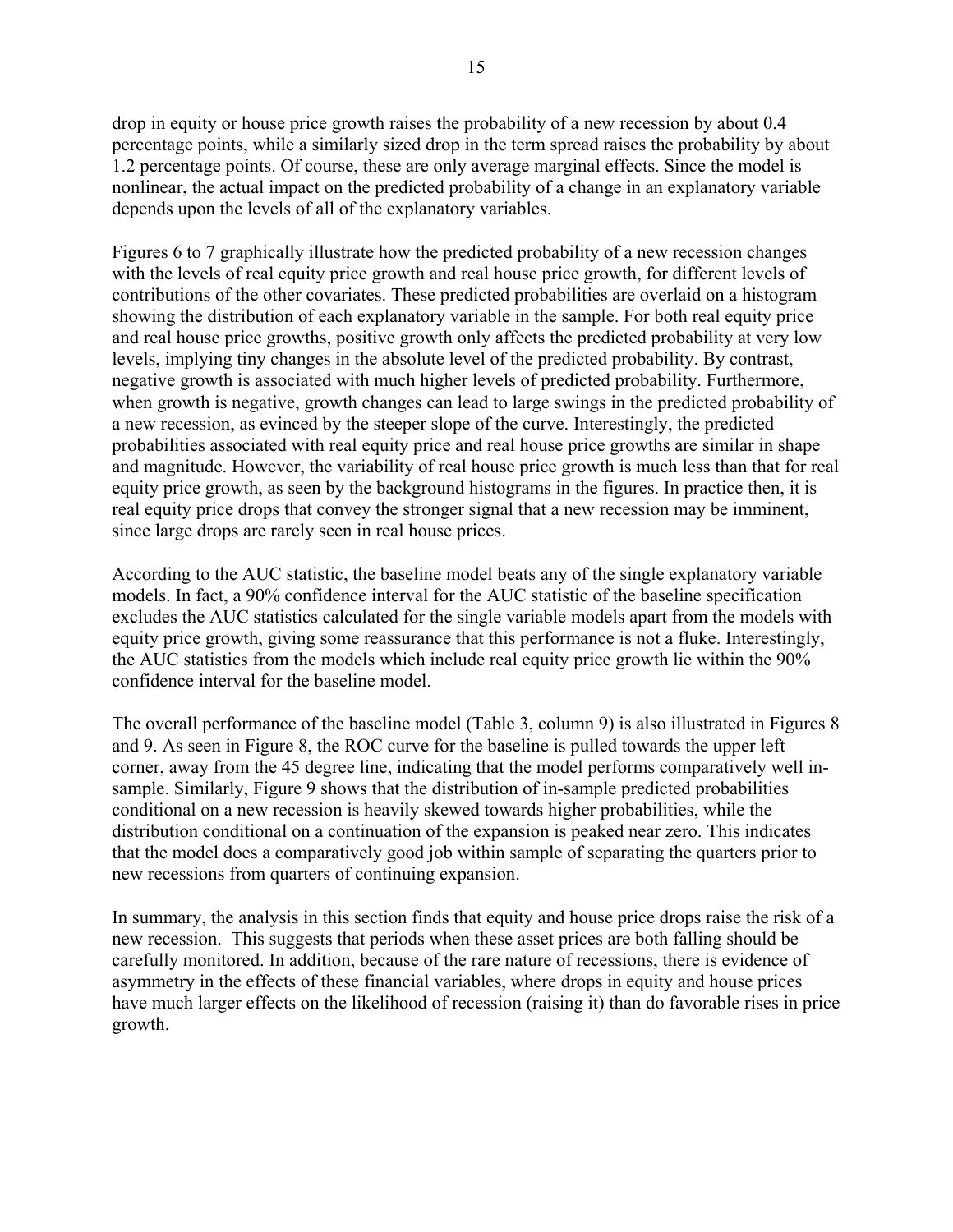drop in equity or house price growth raises the probability of a new recession by about 0.4 percentage points, while a similarly sized drop in the term spread raises the probability by about 1.2 percentage points. Of course, these are only average marginal effects. Since the model is nonlinear, the actual impact on the predicted probability of a change in an explanatory variable depends upon the levels of all of the explanatory variables.

Figures 6 to 7 graphically illustrate how the predicted probability of a new recession changes with the levels of real equity price growth and real house price growth, for different levels of contributions of the other covariates. These predicted probabilities are overlaid on a histogram showing the distribution of each explanatory variable in the sample. For both real equity price and real house price growths, positive growth only affects the predicted probability at very low levels, implying tiny changes in the absolute level of the predicted probability. By contrast, negative growth is associated with much higher levels of predicted probability. Furthermore, when growth is negative, growth changes can lead to large swings in the predicted probability of a new recession, as evinced by the steeper slope of the curve. Interestingly, the predicted probabilities associated with real equity price and real house price growths are similar in shape and magnitude. However, the variability of real house price growth is much less than that for real equity price growth, as seen by the background histograms in the figures. In practice then, it is real equity price drops that convey the stronger signal that a new recession may be imminent, since large drops are rarely seen in real house prices.

According to the AUC statistic, the baseline model beats any of the single explanatory variable models. In fact, a 90% confidence interval for the AUC statistic of the baseline specification excludes the AUC statistics calculated for the single variable models apart from the models with equity price growth, giving some reassurance that this performance is not a fluke. Interestingly, the AUC statistics from the models which include real equity price growth lie within the 90% confidence interval for the baseline model.

The overall performance of the baseline model (Table 3, column 9) is also illustrated in Figures 8 and 9. As seen in Figure 8, the ROC curve for the baseline is pulled towards the upper left corner, away from the 45 degree line, indicating that the model performs comparatively well in-sample. Similarly, Figure 9 shows that the distribution of in-sample predicted probabilities conditional on a new recession is heavily skewed towards higher probabilities, while the distribution conditional on a continuation of the expansion is peaked near zero. This indicates that the model does a comparatively good job within sample of separating the quarters prior to new recessions from quarters of continuing expansion.

In summary, the analysis in this section finds that equity and house price drops raise the risk of a new recession. This suggests that periods when these asset prices are both falling should be carefully monitored. In addition, because of the rare nature of recessions, there is evidence of asymmetry in the effects of these financial variables, where drops in equity and house prices have much larger effects on the likelihood of recession (raising it) than do favorable rises in price growth.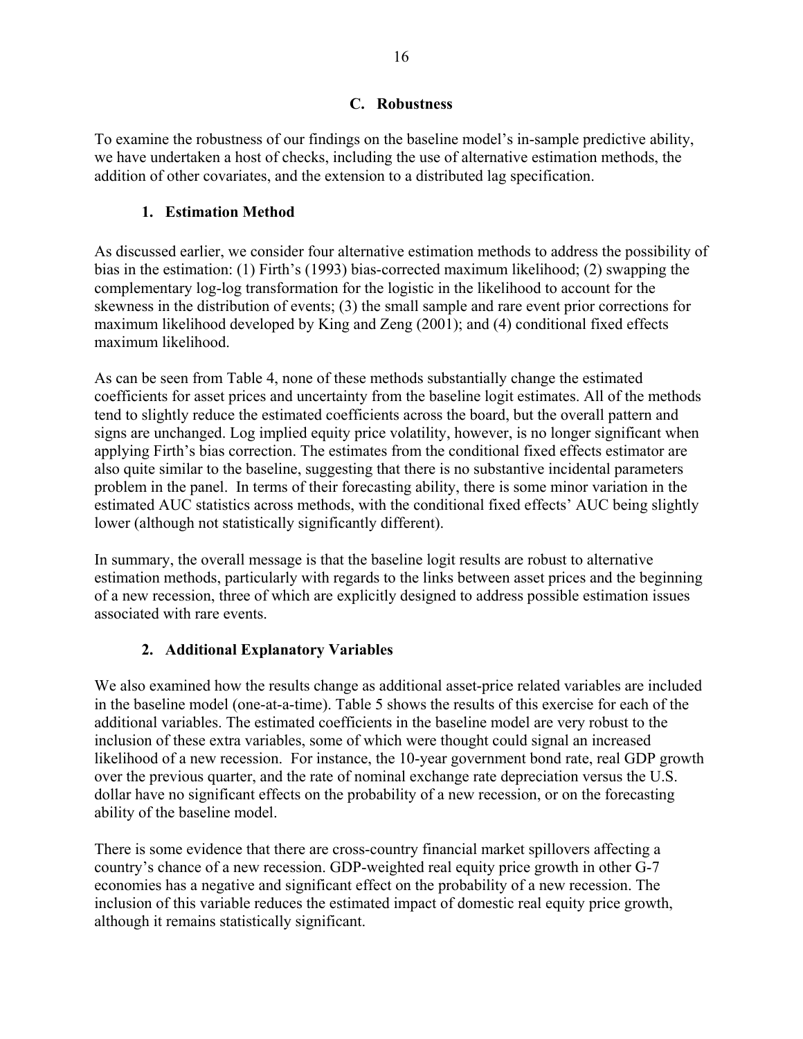### C. Robustness

To examine the robustness of our findings on the baseline model's in-sample predictive ability, we have undertaken a host of checks, including the use of alternative estimation methods, the addition of other covariates, and the extension to a distributed lag specification.

#### 1. Estimation Method

As discussed earlier, we consider four alternative estimation methods to address the possibility of bias in the estimation: (1) Firth's (1993) bias-corrected maximum likelihood; (2) swapping the complementary log-log transformation for the logistic in the likelihood to account for the skewness in the distribution of events; (3) the small sample and rare event prior corrections for maximum likelihood developed by King and Zeng (2001); and (4) conditional fixed effects maximum likelihood.

As can be seen from Table 4, none of these methods substantially change the estimated coefficients for asset prices and uncertainty from the baseline logit estimates. All of the methods tend to slightly reduce the estimated coefficients across the board, but the overall pattern and signs are unchanged. Log implied equity price volatility, however, is no longer significant when applying Firth's bias correction. The estimates from the conditional fixed effects estimator are also quite similar to the baseline, suggesting that there is no substantive incidental parameters problem in the panel. In terms of their forecasting ability, there is some minor variation in the estimated AUC statistics across methods, with the conditional fixed effects' AUC being slightly lower (although not statistically significantly different).

In summary, the overall message is that the baseline logit results are robust to alternative estimation methods, particularly with regards to the links between asset prices and the beginning of a new recession, three of which are explicitly designed to address possible estimation issues associated with rare events.

#### 2. Additional Explanatory Variables

We also examined how the results change as additional asset-price related variables are included in the baseline model (one-at-a-time). Table 5 shows the results of this exercise for each of the additional variables. The estimated coefficients in the baseline model are very robust to the inclusion of these extra variables, some of which were thought could signal an increased likelihood of a new recession. For instance, the 10-year government bond rate, real GDP growth over the previous quarter, and the rate of nominal exchange rate depreciation versus the U.S. dollar have no significant effects on the probability of a new recession, or on the forecasting ability of the baseline model.

There is some evidence that there are cross-country financial market spillovers affecting a country's chance of a new recession. GDP-weighted real equity price growth in other G-7 economies has a negative and significant effect on the probability of a new recession. The inclusion of this variable reduces the estimated impact of domestic real equity price growth, although it remains statistically significant.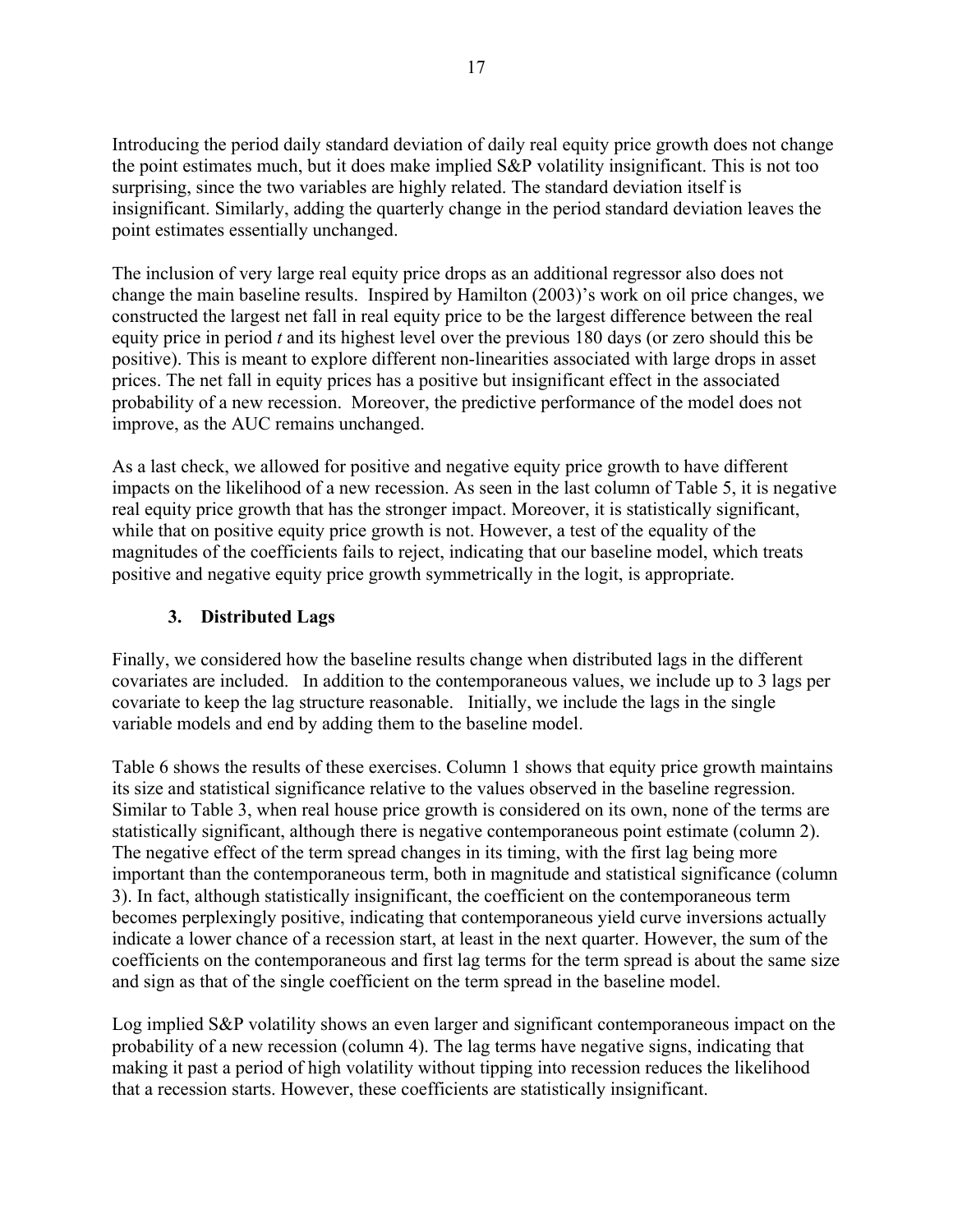Introducing the period daily standard deviation of daily real equity price growth does not change the point estimates much, but it does make implied S&P volatility insignificant. This is not too surprising, since the two variables are highly related. The standard deviation itself is insignificant. Similarly, adding the quarterly change in the period standard deviation leaves the point estimates essentially unchanged.

The inclusion of very large real equity price drops as an additional regressor also does not change the main baseline results. Inspired by Hamilton (2003)'s work on oil price changes, we constructed the largest net fall in real equity price to be the largest difference between the real equity price in period *t* and its highest level over the previous 180 days (or zero should this be positive). This is meant to explore different non-linearities associated with large drops in asset prices. The net fall in equity prices has a positive but insignificant effect in the associated probability of a new recession. Moreover, the predictive performance of the model does not improve, as the AUC remains unchanged.

As a last check, we allowed for positive and negative equity price growth to have different impacts on the likelihood of a new recession. As seen in the last column of Table 5, it is negative real equity price growth that has the stronger impact. Moreover, it is statistically significant, while that on positive equity price growth is not. However, a test of the equality of the magnitudes of the coefficients fails to reject, indicating that our baseline model, which treats positive and negative equity price growth symmetrically in the logit, is appropriate.

### 3. Distributed Lags

Finally, we considered how the baseline results change when distributed lags in the different covariates are included. In addition to the contemporaneous values, we include up to 3 lags per covariate to keep the lag structure reasonable. Initially, we include the lags in the single variable models and end by adding them to the baseline model.

Table 6 shows the results of these exercises. Column 1 shows that equity price growth maintains its size and statistical significance relative to the values observed in the baseline regression. Similar to Table 3, when real house price growth is considered on its own, none of the terms are statistically significant, although there is negative contemporaneous point estimate (column 2). The negative effect of the term spread changes in its timing, with the first lag being more important than the contemporaneous term, both in magnitude and statistical significance (column 3). In fact, although statistically insignificant, the coefficient on the contemporaneous term becomes perplexingly positive, indicating that contemporaneous yield curve inversions actually indicate a lower chance of a recession start, at least in the next quarter. However, the sum of the coefficients on the contemporaneous and first lag terms for the term spread is about the same size and sign as that of the single coefficient on the term spread in the baseline model.

Log implied S&P volatility shows an even larger and significant contemporaneous impact on the probability of a new recession (column 4). The lag terms have negative signs, indicating that making it past a period of high volatility without tipping into recession reduces the likelihood that a recession starts. However, these coefficients are statistically insignificant.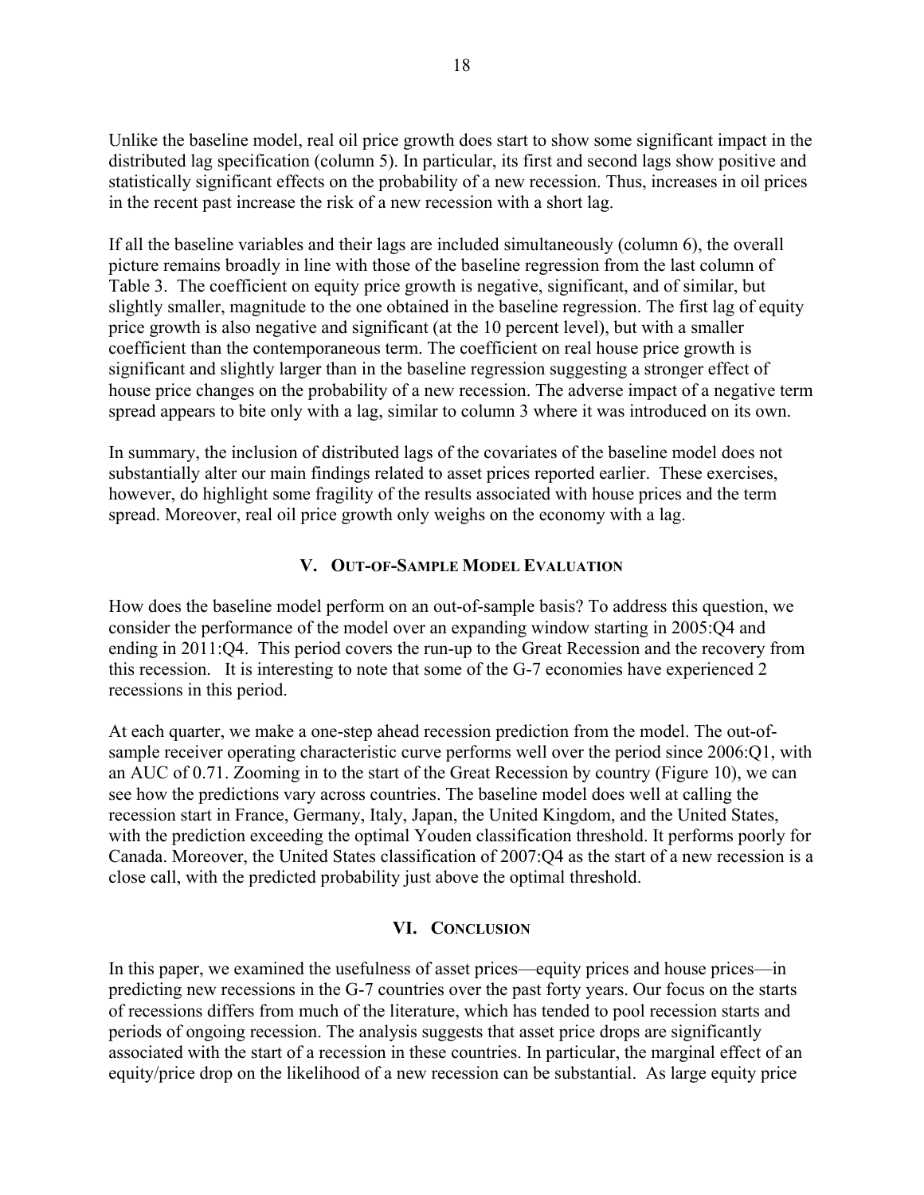Unlike the baseline model, real oil price growth does start to show some significant impact in the distributed lag specification (column 5). In particular, its first and second lags show positive and statistically significant effects on the probability of a new recession. Thus, increases in oil prices in the recent past increase the risk of a new recession with a short lag.

If all the baseline variables and their lags are included simultaneously (column 6), the overall picture remains broadly in line with those of the baseline regression from the last column of Table 3. The coefficient on equity price growth is negative, significant, and of similar, but slightly smaller, magnitude to the one obtained in the baseline regression. The first lag of equity price growth is also negative and significant (at the 10 percent level), but with a smaller coefficient than the contemporaneous term. The coefficient on real house price growth is significant and slightly larger than in the baseline regression suggesting a stronger effect of house price changes on the probability of a new recession. The adverse impact of a negative term spread appears to bite only with a lag, similar to column 3 where it was introduced on its own.

In summary, the inclusion of distributed lags of the covariates of the baseline model does not substantially alter our main findings related to asset prices reported earlier. These exercises, however, do highlight some fragility of the results associated with house prices and the term spread. Moreover, real oil price growth only weighs on the economy with a lag.

## V. Out-of-Sample Model Evaluation

How does the baseline model perform on an out-of-sample basis? To address this question, we consider the performance of the model over an expanding window starting in 2005:Q4 and ending in 2011:Q4. This period covers the run-up to the Great Recession and the recovery from this recession. It is interesting to note that some of the G-7 economies have experienced 2 recessions in this period.

At each quarter, we make a one-step ahead recession prediction from the model. The out-of-sample receiver operating characteristic curve performs well over the period since 2006:Q1, with an AUC of 0.71. Zooming in to the start of the Great Recession by country (Figure 10), we can see how the predictions vary across countries. The baseline model does well at calling the recession start in France, Germany, Italy, Japan, the United Kingdom, and the United States, with the prediction exceeding the optimal Youden classification threshold. It performs poorly for Canada. Moreover, the United States classification of 2007:Q4 as the start of a new recession is a close call, with the predicted probability just above the optimal threshold.

## VI. Conclusion

In this paper, we examined the usefulness of asset prices—equity prices and house prices—in predicting new recessions in the G-7 countries over the past forty years. Our focus on the starts of recessions differs from much of the literature, which has tended to pool recession starts and periods of ongoing recession. The analysis suggests that asset price drops are significantly associated with the start of a recession in these countries. In particular, the marginal effect of an equity/price drop on the likelihood of a new recession can be substantial. As large equity price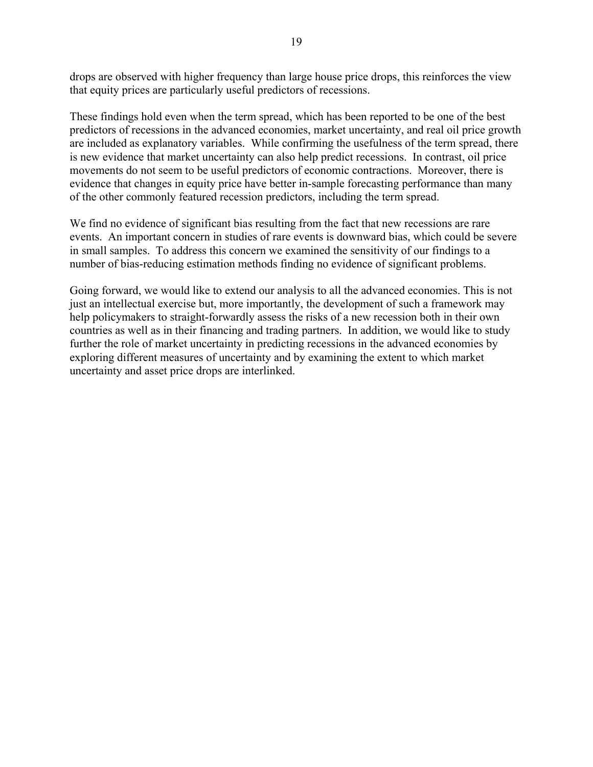drops are observed with higher frequency than large house price drops, this reinforces the view that equity prices are particularly useful predictors of recessions.

These findings hold even when the term spread, which has been reported to be one of the best predictors of recessions in the advanced economies, market uncertainty, and real oil price growth are included as explanatory variables. While confirming the usefulness of the term spread, there is new evidence that market uncertainty can also help predict recessions. In contrast, oil price movements do not seem to be useful predictors of economic contractions. Moreover, there is evidence that changes in equity price have better in-sample forecasting performance than many of the other commonly featured recession predictors, including the term spread.

We find no evidence of significant bias resulting from the fact that new recessions are rare events. An important concern in studies of rare events is downward bias, which could be severe in small samples. To address this concern we examined the sensitivity of our findings to a number of bias-reducing estimation methods finding no evidence of significant problems.

Going forward, we would like to extend our analysis to all the advanced economies. This is not just an intellectual exercise but, more importantly, the development of such a framework may help policymakers to straight-forwardly assess the risks of a new recession both in their own countries as well as in their financing and trading partners. In addition, we would like to study further the role of market uncertainty in predicting recessions in the advanced economies by exploring different measures of uncertainty and by examining the extent to which market uncertainty and asset price drops are interlinked.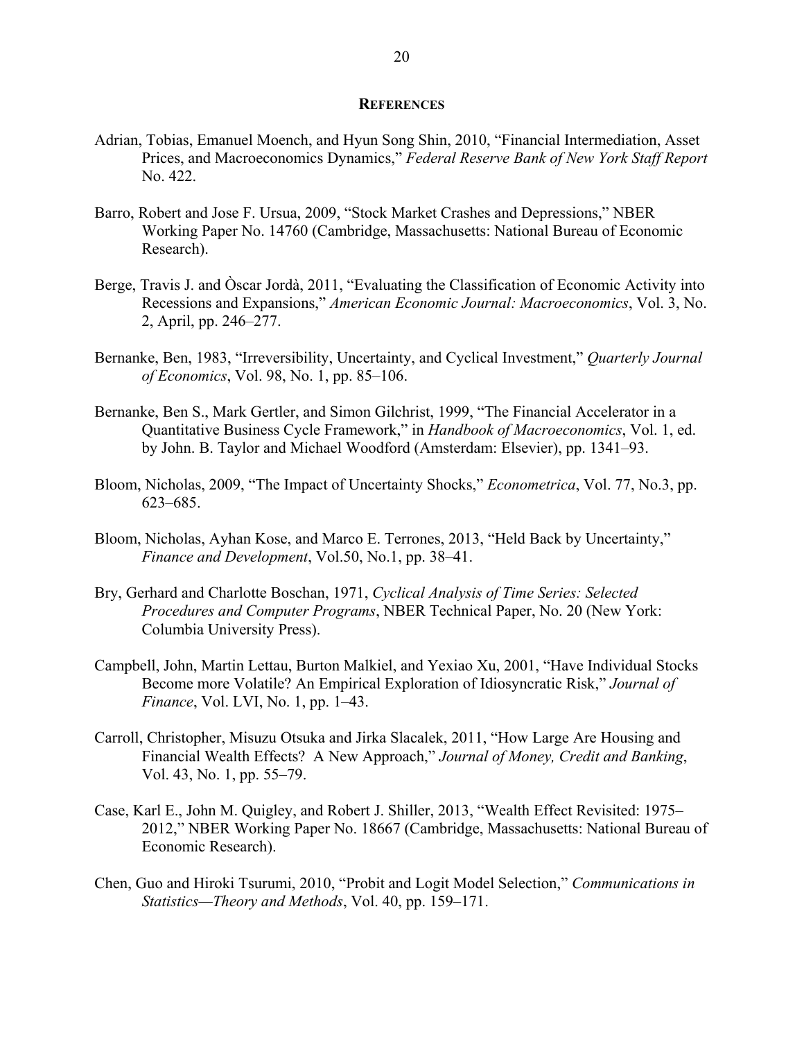## References

Adrian, Tobias, Emanuel Moench, and Hyun Song Shin, 2010, "Financial Intermediation, Asset Prices, and Macroeconomics Dynamics," *Federal Reserve Bank of New York Staff Report* No. 422.

Barro, Robert and Jose F. Ursua, 2009, "Stock Market Crashes and Depressions," NBER Working Paper No. 14760 (Cambridge, Massachusetts: National Bureau of Economic Research).

Berge, Travis J. and Òscar Jordà, 2011, "Evaluating the Classification of Economic Activity into Recessions and Expansions," *American Economic Journal: Macroeconomics*, Vol. 3, No. 2, April, pp. 246–277.

Bernanke, Ben, 1983, "Irreversibility, Uncertainty, and Cyclical Investment," *Quarterly Journal of Economics*, Vol. 98, No. 1, pp. 85–106.

Bernanke, Ben S., Mark Gertler, and Simon Gilchrist, 1999, "The Financial Accelerator in a Quantitative Business Cycle Framework," in *Handbook of Macroeconomics*, Vol. 1, ed. by John. B. Taylor and Michael Woodford (Amsterdam: Elsevier), pp. 1341–93.

Bloom, Nicholas, 2009, "The Impact of Uncertainty Shocks," *Econometrica*, Vol. 77, No.3, pp. 623–685.

Bloom, Nicholas, Ayhan Kose, and Marco E. Terrones, 2013, "Held Back by Uncertainty," *Finance and Development*, Vol.50, No.1, pp. 38–41.

Bry, Gerhard and Charlotte Boschan, 1971, *Cyclical Analysis of Time Series: Selected Procedures and Computer Programs*, NBER Technical Paper, No. 20 (New York: Columbia University Press).

Campbell, John, Martin Lettau, Burton Malkiel, and Yexiao Xu, 2001, "Have Individual Stocks Become more Volatile? An Empirical Exploration of Idiosyncratic Risk," *Journal of Finance*, Vol. LVI, No. 1, pp. 1–43.

Carroll, Christopher, Misuzu Otsuka and Jirka Slacalek, 2011, "How Large Are Housing and Financial Wealth Effects? A New Approach," *Journal of Money, Credit and Banking*, Vol. 43, No. 1, pp. 55–79.

Case, Karl E., John M. Quigley, and Robert J. Shiller, 2013, "Wealth Effect Revisited: 1975–2012," NBER Working Paper No. 18667 (Cambridge, Massachusetts: National Bureau of Economic Research).

Chen, Guo and Hiroki Tsurumi, 2010, "Probit and Logit Model Selection," *Communications in Statistics—Theory and Methods*, Vol. 40, pp. 159–171.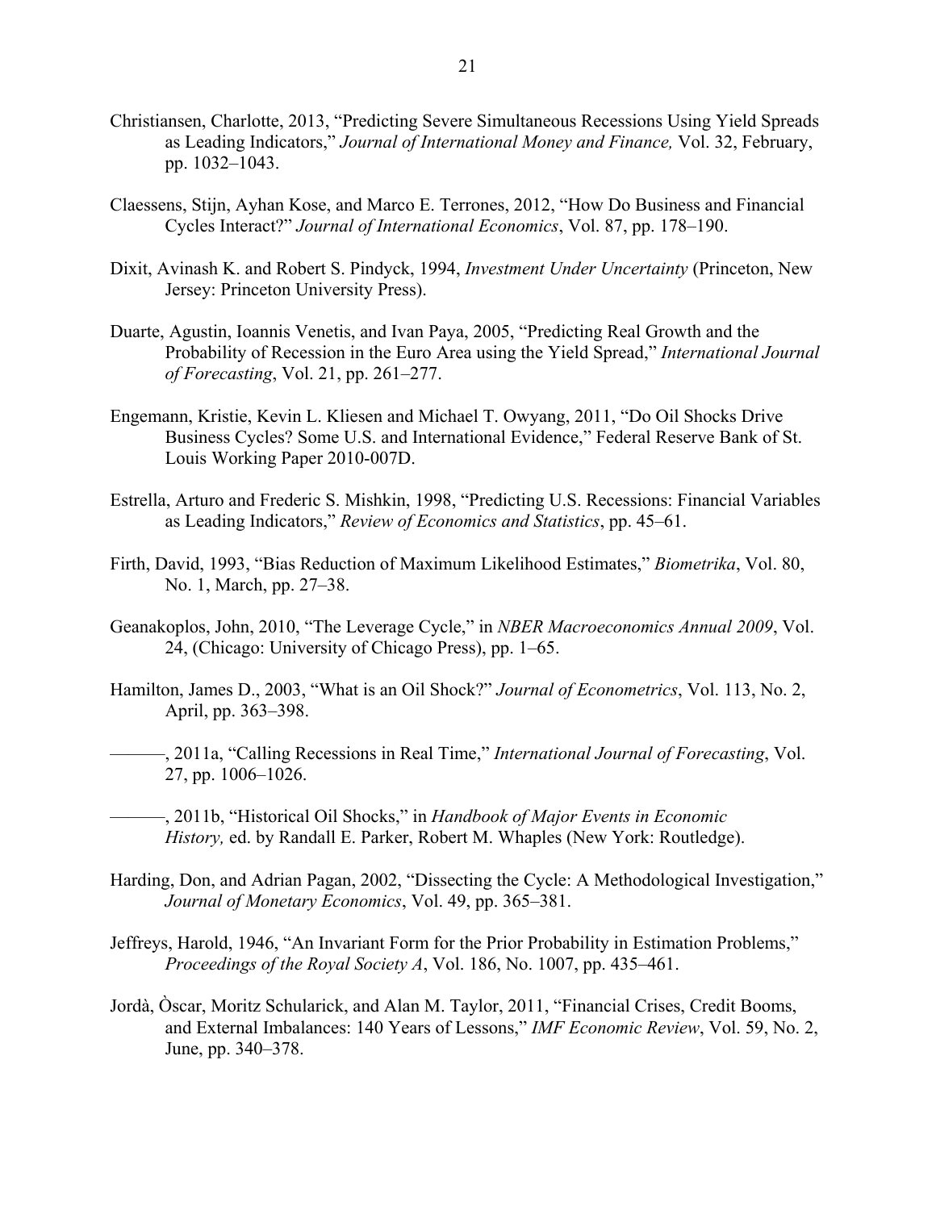Christiansen, Charlotte, 2013, "Predicting Severe Simultaneous Recessions Using Yield Spreads as Leading Indicators," *Journal of International Money and Finance,* Vol. 32, February, pp. 1032–1043.

Claessens, Stijn, Ayhan Kose, and Marco E. Terrones, 2012, "How Do Business and Financial Cycles Interact?" *Journal of International Economics*, Vol. 87, pp. 178–190.

Dixit, Avinash K. and Robert S. Pindyck, 1994, *Investment Under Uncertainty* (Princeton, New Jersey: Princeton University Press).

Duarte, Agustin, Ioannis Venetis, and Ivan Paya, 2005, "Predicting Real Growth and the Probability of Recession in the Euro Area using the Yield Spread," *International Journal of Forecasting*, Vol. 21, pp. 261–277.

Engemann, Kristie, Kevin L. Kliesen and Michael T. Owyang, 2011, "Do Oil Shocks Drive Business Cycles? Some U.S. and International Evidence," Federal Reserve Bank of St. Louis Working Paper 2010-007D.

Estrella, Arturo and Frederic S. Mishkin, 1998, "Predicting U.S. Recessions: Financial Variables as Leading Indicators," *Review of Economics and Statistics*, pp. 45–61.

Firth, David, 1993, "Bias Reduction of Maximum Likelihood Estimates," *Biometrika*, Vol. 80, No. 1, March, pp. 27–38.

Geanakoplos, John, 2010, "The Leverage Cycle," in *NBER Macroeconomics Annual 2009*, Vol. 24, (Chicago: University of Chicago Press), pp. 1–65.

Hamilton, James D., 2003, "What is an Oil Shock?" *Journal of Econometrics*, Vol. 113, No. 2, April, pp. 363–398.

———, 2011a, "Calling Recessions in Real Time," *International Journal of Forecasting*, Vol. 27, pp. 1006–1026.

———, 2011b, "Historical Oil Shocks," in *Handbook of Major Events in Economic History,* ed. by Randall E. Parker, Robert M. Whaples (New York: Routledge).

Harding, Don, and Adrian Pagan, 2002, "Dissecting the Cycle: A Methodological Investigation," *Journal of Monetary Economics*, Vol. 49, pp. 365–381.

Jeffreys, Harold, 1946, "An Invariant Form for the Prior Probability in Estimation Problems," *Proceedings of the Royal Society A*, Vol. 186, No. 1007, pp. 435–461.

Jordà, Òscar, Moritz Schularick, and Alan M. Taylor, 2011, "Financial Crises, Credit Booms, and External Imbalances: 140 Years of Lessons," *IMF Economic Review*, Vol. 59, No. 2, June, pp. 340–378.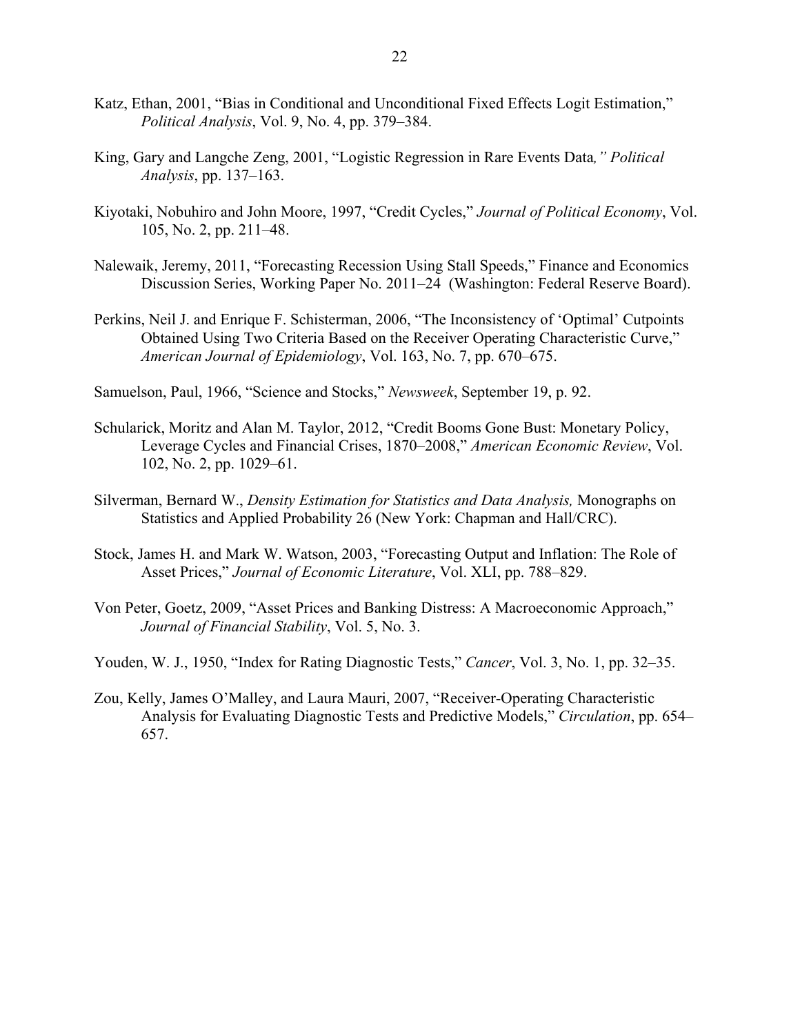Katz, Ethan, 2001, “Bias in Conditional and Unconditional Fixed Effects Logit Estimation,” *Political Analysis*, Vol. 9, No. 4, pp. 379–384.

King, Gary and Langche Zeng, 2001, “Logistic Regression in Rare Events Data*,” Political Analysis*, pp. 137–163.

Kiyotaki, Nobuhiro and John Moore, 1997, “Credit Cycles,” *Journal of Political Economy*, Vol. 105, No. 2, pp. 211–48.

Nalewaik, Jeremy, 2011, “Forecasting Recession Using Stall Speeds,” Finance and Economics Discussion Series, Working Paper No. 2011–24 (Washington: Federal Reserve Board).

Perkins, Neil J. and Enrique F. Schisterman, 2006, “The Inconsistency of ‘Optimal’ Cutpoints Obtained Using Two Criteria Based on the Receiver Operating Characteristic Curve,” *American Journal of Epidemiology*, Vol. 163, No. 7, pp. 670–675.

Samuelson, Paul, 1966, “Science and Stocks,” *Newsweek*, September 19, p. 92.

Schularick, Moritz and Alan M. Taylor, 2012, “Credit Booms Gone Bust: Monetary Policy, Leverage Cycles and Financial Crises, 1870–2008,” *American Economic Review*, Vol. 102, No. 2, pp. 1029–61.

Silverman, Bernard W., *Density Estimation for Statistics and Data Analysis,* Monographs on Statistics and Applied Probability 26 (New York: Chapman and Hall/CRC).

Stock, James H. and Mark W. Watson, 2003, “Forecasting Output and Inflation: The Role of Asset Prices,” *Journal of Economic Literature*, Vol. XLI, pp. 788–829.

Von Peter, Goetz, 2009, “Asset Prices and Banking Distress: A Macroeconomic Approach,” *Journal of Financial Stability*, Vol. 5, No. 3.

Youden, W. J., 1950, “Index for Rating Diagnostic Tests,” *Cancer*, Vol. 3, No. 1, pp. 32–35.

Zou, Kelly, James O’Malley, and Laura Mauri, 2007, “Receiver-Operating Characteristic Analysis for Evaluating Diagnostic Tests and Predictive Models,” *Circulation*, pp. 654–657.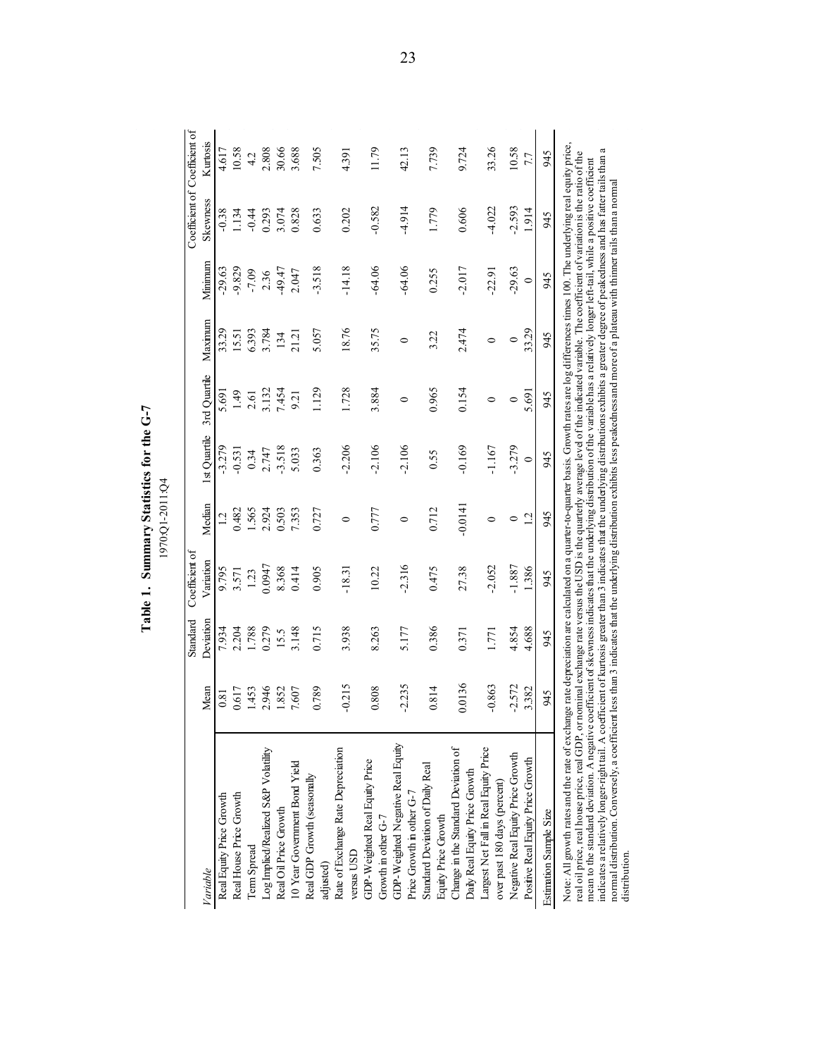# Table 1. Summary Statistics for the G-7

1970Q1-2011Q4

| Variable | Mean | Standard Deviation | Coefficient of Variation | Median | 1st Quartile | 3rd Quartile | Maximum | Minimum | Coefficient of Skewness | Coefficient of Kurtosis |
|---|---|---|---|---|---|---|---|---|---|---|
| Real Equity Price Growth | 0.81 | 7.934 | 9.795 | 1.2 | -3.279 | 5.691 | 33.29 | -29.63 | -0.38 | 4.617 |
| Real House Price Growth | 0.617 | 2.204 | 3.571 | 0.482 | -0.531 | 1.49 | 15.51 | -9.829 | 1.134 | 10.58 |
| Term Spread | 1.453 | 1.788 | 1.23 | 1.565 | 0.34 | 2.61 | 6.393 | -7.09 | -0.44 | 4.2 |
| Log Implied/Realized S&P Volatility | 2.946 | 0.279 | 0.0947 | 2.924 | 2.747 | 3.132 | 3.784 | 2.36 | 0.293 | 2.808 |
| Real Oil Price Growth | 1.852 | 15.5 | 8.368 | 0.503 | -3.518 | 7.454 | 134 | -49.47 | 3.074 | 30.66 |
| 10 Year Government Bond Yield | 7.607 | 3.148 | 0.414 | 7.353 | 5.033 | 9.21 | 21.21 | 2.047 | 0.828 | 3.688 |
| Real GDP Growth (seasonally adjusted) | 0.789 | 0.715 | 0.905 | 0.727 | 0.363 | 1.129 | 5.057 | -3.518 | 0.633 | 7.505 |
| Rate of Exchange Rate Depreciation versus USD | -0.215 | 3.938 | -18.31 | 0 | -2.206 | 1.728 | 18.76 | -14.18 | 0.202 | 4.391 |
| GDP-Weighted Real Equity Price Growth in other G-7 | 0.808 | 8.263 | 10.22 | 0.777 | -2.106 | 3.884 | 35.75 | -64.06 | -0.582 | 11.79 |
| GDP-Weighted Negative Real Equity Price Growth in other G-7 | -2.235 | 5.177 | -2.316 | 0 | -2.106 | 0 | 0 | -64.06 | -4.914 | 42.13 |
| Standard Deviation of Daily Real Equity Price Growth | 0.814 | 0.386 | 0.475 | 0.712 | 0.55 | 0.965 | 3.22 | 0.255 | 1.779 | 7.739 |
| Change in the Standard Deviation of Daily Real Equity Price Growth | 0.0136 | 0.371 | 27.38 | -0.0141 | -0.169 | 0.154 | 2.474 | -2.017 | 0.606 | 9.724 |
| Largest Net Fall in Real Equity Price over past 180 days (percent) | -0.863 | 1.771 | -2.052 | 0 | -1.167 | 0 | 0 | -22.91 | -4.022 | 33.26 |
| Negative Real Equity Price Growth | -2.572 | 4.854 | -1.887 | 0 | -3.279 | 0 | 0 | -29.63 | -2.593 | 10.58 |
| Positive Real Equity Price Growth | 3.382 | 4.688 | 1.386 | 1.2 | 0 | 5.691 | 33.29 | 0 | 1.914 | 7.7 |
| Estimation Sample Size | 945 | 945 | 945 | 945 | 945 | 945 | 945 | 945 | 945 | 945 |

Note: All growth rates and the rate of exchange rate depreciation are calculated on a quarter-to-quarter basis. Growth rates are log differences times 100. The underlying real equity price, real oil price, real house price, real GDP, or nominal exchange rate versus the USD is the quarterly average level of the indicated variable. The coefficient of variation is the ratio of the mean to the standard deviation. A negative coefficient of skewness indicates that the underlying distribution of the variable has a relatively longer left-tail, while a positive coefficient indicates a relatively longer-right tail. A coefficient of kurtosis greater than 3 indicates that the underlying distributions exhibits a greater degree of peakedness and has fatter tails than a normal distribution. Conversely, a coefficient less than 3 indicates that the underlying distribution exhibits less peakedness and more of a plateau with thinner tails than a normal distribution.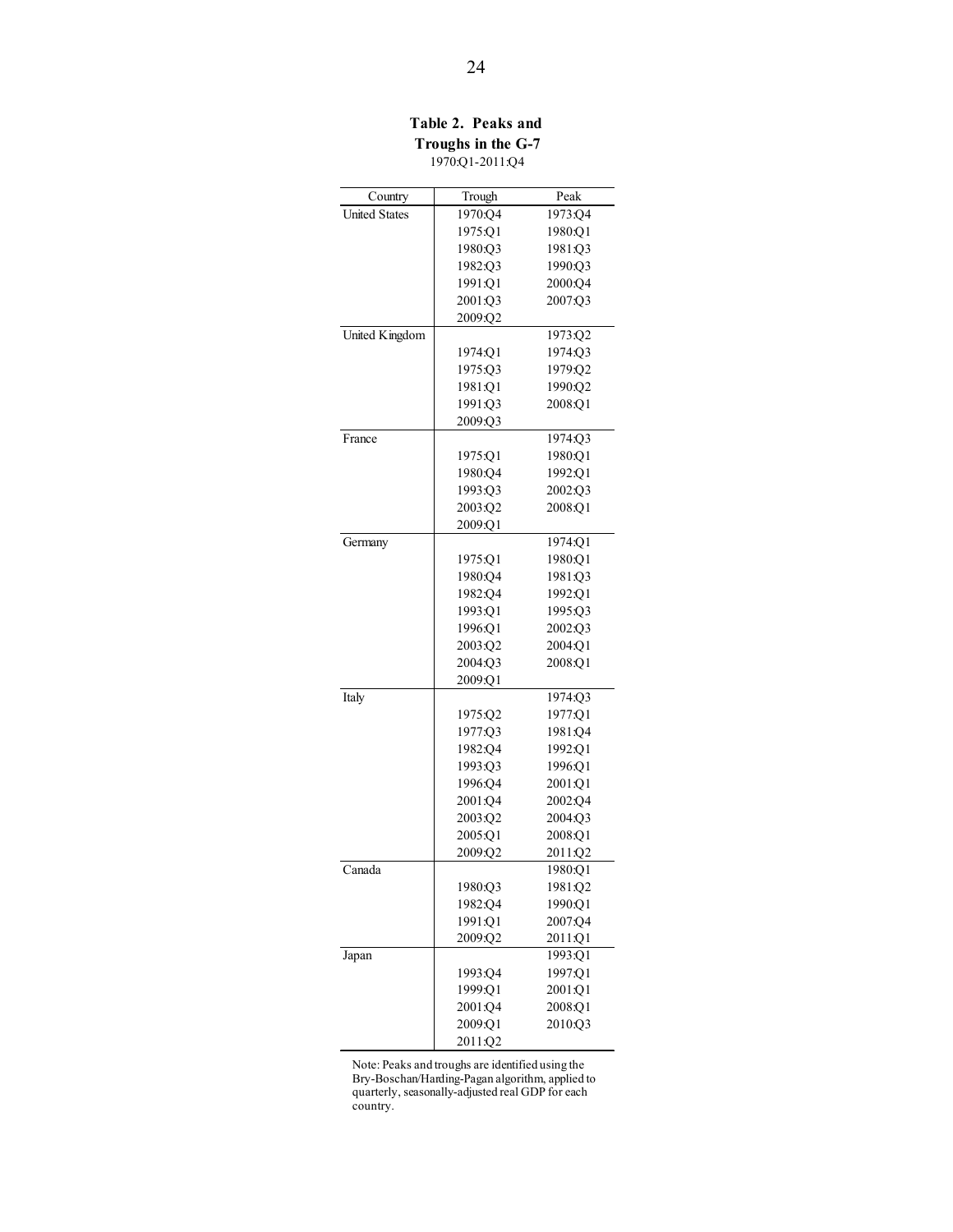**Table 2. Peaks and Troughs in the G-7**
1970:Q1-2011:Q4

| Country | Trough | Peak |
|---|---|---|
| United States | 1970:Q4 | 1973:Q4 |
| | 1975:Q1 | 1980:Q1 |
| | 1980:Q3 | 1981:Q3 |
| | 1982:Q3 | 1990:Q3 |
| | 1991:Q1 | 2000:Q4 |
| | 2001:Q3 | 2007:Q3 |
| | 2009:Q2 | |
| United Kingdom | | 1973:Q2 |
| | 1974:Q1 | 1974:Q3 |
| | 1975:Q3 | 1979:Q2 |
| | 1981:Q1 | 1990:Q2 |
| | 1991:Q3 | 2008:Q1 |
| | 2009:Q3 | |
| France | | 1974:Q3 |
| | 1975:Q1 | 1980:Q1 |
| | 1980:Q4 | 1992:Q1 |
| | 1993:Q3 | 2002:Q3 |
| | 2003:Q2 | 2008:Q1 |
| | 2009:Q1 | |
| Germany | | 1974:Q1 |
| | 1975:Q1 | 1980:Q1 |
| | 1980:Q4 | 1981:Q3 |
| | 1982:Q4 | 1992:Q1 |
| | 1993:Q1 | 1995:Q3 |
| | 1996:Q1 | 2002:Q3 |
| | 2003:Q2 | 2004:Q1 |
| | 2004:Q3 | 2008:Q1 |
| | 2009:Q1 | |
| Italy | | 1974:Q3 |
| | 1975:Q2 | 1977:Q1 |
| | 1977:Q3 | 1981:Q4 |
| | 1982:Q4 | 1992:Q1 |
| | 1993:Q3 | 1996:Q1 |
| | 1996:Q4 | 2001:Q1 |
| | 2001:Q4 | 2002:Q4 |
| | 2003:Q2 | 2004:Q3 |
| | 2005:Q1 | 2008:Q1 |
| | 2009:Q2 | 2011:Q2 |
| Canada | | 1980:Q1 |
| | 1980:Q3 | 1981:Q2 |
| | 1982:Q4 | 1990:Q1 |
| | 1991:Q1 | 2007:Q4 |
| | 2009:Q2 | 2011:Q1 |
| Japan | | 1993:Q1 |
| | 1993:Q4 | 1997:Q1 |
| | 1999:Q1 | 2001:Q1 |
| | 2001:Q4 | 2008:Q1 |
| | 2009:Q1 | 2010:Q3 |
| | 2011:Q2 | |

Note: Peaks and troughs are identified using the Bry-Boschan/Harding-Pagan algorithm, applied to quarterly, seasonally-adjusted real GDP for each country.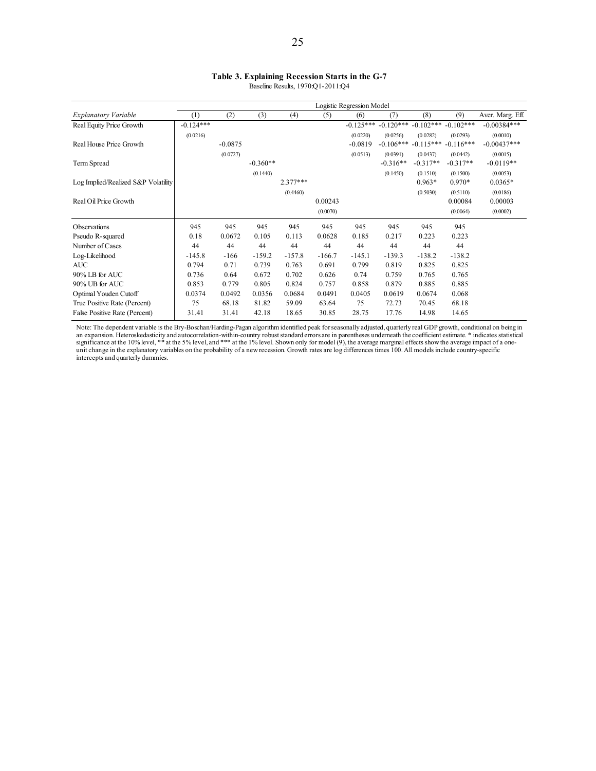**Table 3. Explaining Recession Starts in the G-7**

Baseline Results, 1970:Q1-2011:Q4

| | Logistic Regression Model | | | | | | | | | |
|---|---|---|---|---|---|---|---|---|---|---|
| *Explanatory Variable* | (1) | (2) | (3) | (4) | (5) | (6) | (7) | (8) | (9) | Aver. Marg. Eff. |
| Real Equity Price Growth | -0.124*** | | | | | -0.125*** | -0.120*** | -0.102*** | -0.102*** | -0.00384*** |
| | (0.0216) | | | | | (0.0220) | (0.0256) | (0.0282) | (0.0293) | (0.0010) |
| Real House Price Growth | | -0.0875 | | | | -0.0819 | -0.106*** | -0.115*** | -0.116*** | -0.00437*** |
| | | (0.0727) | | | | (0.0513) | (0.0391) | (0.0437) | (0.0442) | (0.0015) |
| Term Spread | | | -0.360** | | | | -0.316** | -0.317** | -0.317** | -0.0119** |
| | | | (0.1440) | | | | (0.1450) | (0.1510) | (0.1500) | (0.0053) |
| Log Implied/Realized S&P Volatility | | | | 2.377*** | | | | 0.963* | 0.970* | 0.0365* |
| | | | | (0.4460) | | | | (0.5030) | (0.5110) | (0.0186) |
| Real Oil Price Growth | | | | | 0.00243 | | | | 0.00084 | 0.00003 |
| | | | | | (0.0070) | | | | (0.0064) | (0.0002) |
| Observations | 945 | 945 | 945 | 945 | 945 | 945 | 945 | 945 | 945 | |
| Pseudo R-squared | 0.18 | 0.0672 | 0.105 | 0.113 | 0.0628 | 0.185 | 0.217 | 0.223 | 0.223 | |
| Number of Cases | 44 | 44 | 44 | 44 | 44 | 44 | 44 | 44 | 44 | |
| Log-Likelihood | -145.8 | -166 | -159.2 | -157.8 | -166.7 | -145.1 | -139.3 | -138.2 | -138.2 | |
| AUC | 0.794 | 0.71 | 0.739 | 0.763 | 0.691 | 0.799 | 0.819 | 0.825 | 0.825 | |
| 90% LB for AUC | 0.736 | 0.64 | 0.672 | 0.702 | 0.626 | 0.74 | 0.759 | 0.765 | 0.765 | |
| 90% UB for AUC | 0.853 | 0.779 | 0.805 | 0.824 | 0.757 | 0.858 | 0.879 | 0.885 | 0.885 | |
| Optimal Youden Cutoff | 0.0374 | 0.0492 | 0.0356 | 0.0684 | 0.0491 | 0.0405 | 0.0619 | 0.0674 | 0.068 | |
| True Positive Rate (Percent) | 75 | 68.18 | 81.82 | 59.09 | 63.64 | 75 | 72.73 | 70.45 | 68.18 | |
| False Positive Rate (Percent) | 31.41 | 31.41 | 42.18 | 18.65 | 30.85 | 28.75 | 17.76 | 14.98 | 14.65 | |

Note: The dependent variable is the Bry-Boschan/Harding-Pagan algorithm identified peak for seasonally adjusted, quarterly real GDP growth, conditional on being in an expansion. Heteroskedasticity and autocorrelation-within-country robust standard errors are in parentheses underneath the coefficient estimate. * indicates statistical significance at the 10% level, ** at the 5% level, and *** at the 1% level. Shown only for model (9), the average marginal effects show the average impact of a one-unit change in the explanatory variables on the probability of a new recession. Growth rates are log differences times 100. All models include country-specific intercepts and quarterly dummies.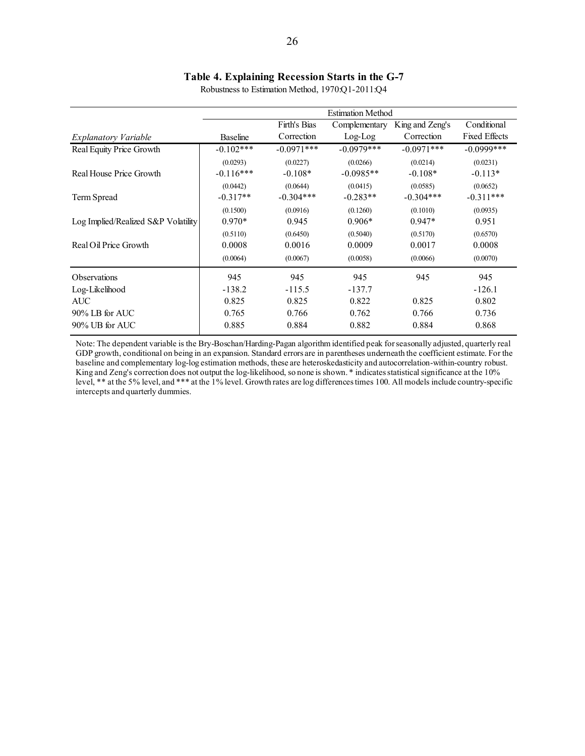**Table 4. Explaining Recession Starts in the G-7**

Robustness to Estimation Method, 1970:Q1-2011:Q4

| | Estimation Method | | | | |
|---|---|---|---|---|---|
| *Explanatory Variable* | Baseline | Firth's Bias Correction | Complementary Log-Log | King and Zeng's Correction | Conditional Fixed Effects |
| Real Equity Price Growth | -0.102*** | -0.0971*** | -0.0979*** | -0.0971*** | -0.0999*** |
| | (0.0293) | (0.0227) | (0.0266) | (0.0214) | (0.0231) |
| Real House Price Growth | -0.116*** | -0.108* | -0.0985** | -0.108* | -0.113* |
| | (0.0442) | (0.0644) | (0.0415) | (0.0585) | (0.0652) |
| Term Spread | -0.317** | -0.304*** | -0.283** | -0.304*** | -0.311*** |
| | (0.1500) | (0.0916) | (0.1260) | (0.1010) | (0.0935) |
| Log Implied/Realized S&P Volatility | 0.970* | 0.945 | 0.906* | 0.947* | 0.951 |
| | (0.5110) | (0.6450) | (0.5040) | (0.5170) | (0.6570) |
| Real Oil Price Growth | 0.0008 | 0.0016 | 0.0009 | 0.0017 | 0.0008 |
| | (0.0064) | (0.0067) | (0.0058) | (0.0066) | (0.0070) |
| Observations | 945 | 945 | 945 | 945 | 945 |
| Log-Likelihood | -138.2 | -115.5 | -137.7 | | -126.1 |
| AUC | 0.825 | 0.825 | 0.822 | 0.825 | 0.802 |
| 90% LB for AUC | 0.765 | 0.766 | 0.762 | 0.766 | 0.736 |
| 90% UB for AUC | 0.885 | 0.884 | 0.882 | 0.884 | 0.868 |

Note: The dependent variable is the Bry-Boschan/Harding-Pagan algorithm identified peak for seasonally adjusted, quarterly real GDP growth, conditional on being in an expansion. Standard errors are in parentheses underneath the coefficient estimate. For the baseline and complementary log-log estimation methods, these are heteroskedasticity and autocorrelation-within-country robust. King and Zeng's correction does not output the log-likelihood, so none is shown. * indicates statistical significance at the 10% level, ** at the 5% level, and *** at the 1% level. Growth rates are log differences times 100. All models include country-specific intercepts and quarterly dummies.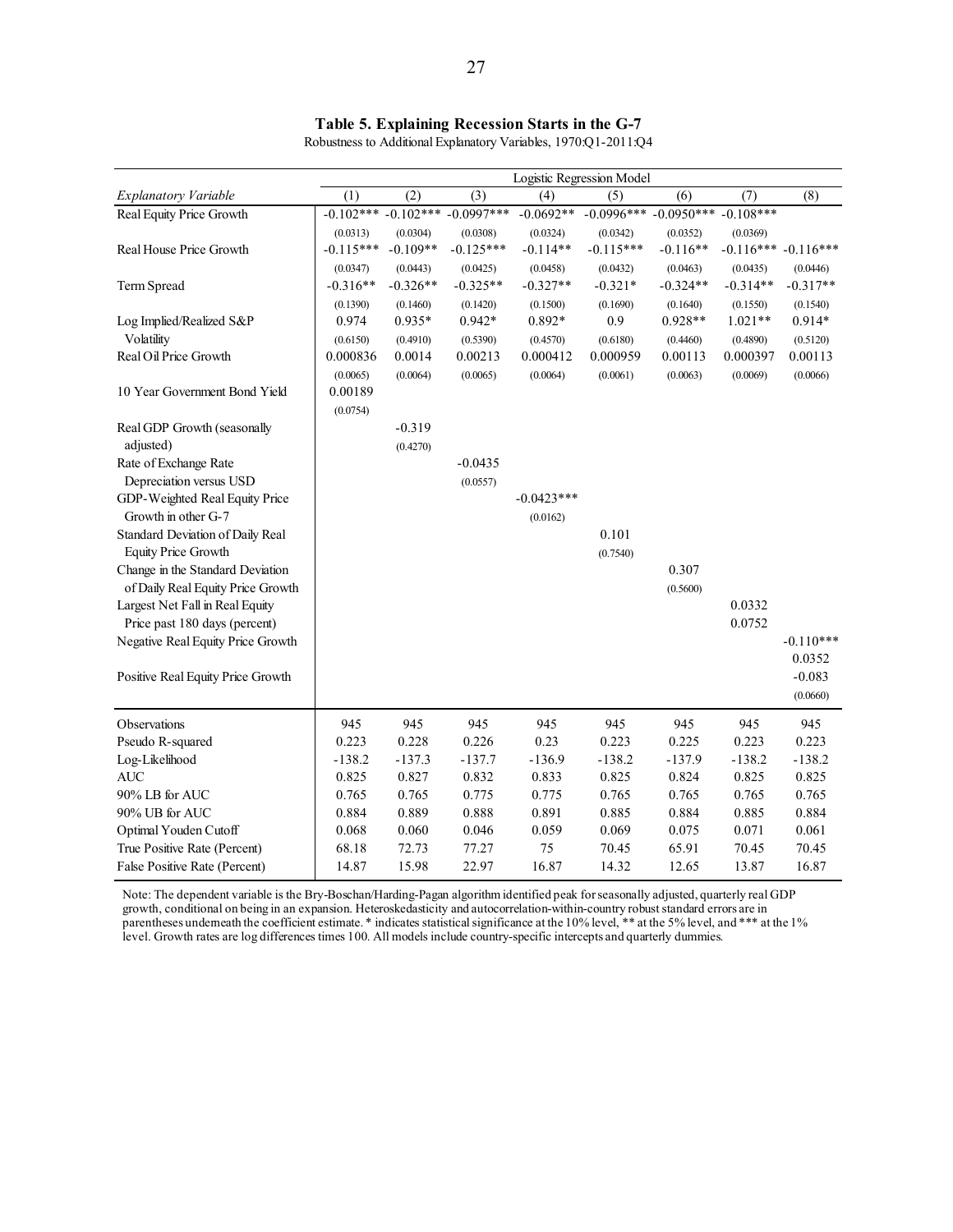**Table 5. Explaining Recession Starts in the G-7**

Robustness to Additional Explanatory Variables, 1970:Q1-2011:Q4

| | Logistic Regression Model | | | | | | | |
|---|---|---|---|---|---|---|---|---|
| *Explanatory Variable* | (1) | (2) | (3) | (4) | (5) | (6) | (7) | (8) |
| Real Equity Price Growth | -0.102*** | -0.102*** | -0.0997*** | -0.0692** | -0.0996*** | -0.0950*** | -0.108*** | |
| | (0.0313) | (0.0304) | (0.0308) | (0.0324) | (0.0342) | (0.0352) | (0.0369) | |
| Real House Price Growth | -0.115*** | -0.109** | -0.125*** | -0.114** | -0.115*** | -0.116** | -0.116*** | -0.116*** |
| | (0.0347) | (0.0443) | (0.0425) | (0.0458) | (0.0432) | (0.0463) | (0.0435) | (0.0446) |
| Term Spread | -0.316** | -0.326** | -0.325** | -0.327** | -0.321* | -0.324** | -0.314** | -0.317** |
| | (0.1390) | (0.1460) | (0.1420) | (0.1500) | (0.1690) | (0.1640) | (0.1550) | (0.1540) |
| Log Implied/Realized S&P Volatility | 0.974 | 0.935* | 0.942* | 0.892* | 0.9 | 0.928** | 1.021** | 0.914* |
| | (0.6150) | (0.4910) | (0.5390) | (0.4570) | (0.6180) | (0.4460) | (0.4890) | (0.5120) |
| Real Oil Price Growth | 0.000836 | 0.0014 | 0.00213 | 0.000412 | 0.000959 | 0.00113 | 0.000397 | 0.00113 |
| | (0.0065) | (0.0064) | (0.0065) | (0.0064) | (0.0061) | (0.0063) | (0.0069) | (0.0066) |
| 10 Year Government Bond Yield | 0.00189 | | | | | | | |
| | (0.0754) | | | | | | | |
| Real GDP Growth (seasonally adjusted) | | -0.319 | | | | | | |
| | | (0.4270) | | | | | | |
| Rate of Exchange Rate Depreciation versus USD | | | -0.0435 | | | | | |
| | | | (0.0557) | | | | | |
| GDP-Weighted Real Equity Price Growth in other G-7 | | | | -0.0423*** | | | | |
| | | | | (0.0162) | | | | |
| Standard Deviation of Daily Real Equity Price Growth | | | | | 0.101 | | | |
| | | | | | (0.7540) | | | |
| Change in the Standard Deviation of Daily Real Equity Price Growth | | | | | | 0.307 | | |
| | | | | | | (0.5600) | | |
| Largest Net Fall in Real Equity Price past 180 days (percent) | | | | | | | 0.0332 | |
| | | | | | | | 0.0752 | |
| Negative Real Equity Price Growth | | | | | | | | -0.110*** |
| | | | | | | | | 0.0352 |
| Positive Real Equity Price Growth | | | | | | | | -0.083 |
| | | | | | | | | (0.0660) |
| Observations | 945 | 945 | 945 | 945 | 945 | 945 | 945 | 945 |
| Pseudo R-squared | 0.223 | 0.228 | 0.226 | 0.23 | 0.223 | 0.225 | 0.223 | 0.223 |
| Log-Likelihood | -138.2 | -137.3 | -137.7 | -136.9 | -138.2 | -137.9 | -138.2 | -138.2 |
| AUC | 0.825 | 0.827 | 0.832 | 0.833 | 0.825 | 0.824 | 0.825 | 0.825 |
| 90% LB for AUC | 0.765 | 0.765 | 0.775 | 0.775 | 0.765 | 0.765 | 0.765 | 0.765 |
| 90% UB for AUC | 0.884 | 0.889 | 0.888 | 0.891 | 0.885 | 0.884 | 0.885 | 0.884 |
| Optimal Youden Cutoff | 0.068 | 0.060 | 0.046 | 0.059 | 0.069 | 0.075 | 0.071 | 0.061 |
| True Positive Rate (Percent) | 68.18 | 72.73 | 77.27 | 75 | 70.45 | 65.91 | 70.45 | 70.45 |
| False Positive Rate (Percent) | 14.87 | 15.98 | 22.97 | 16.87 | 14.32 | 12.65 | 13.87 | 16.87 |

Note: The dependent variable is the Bry-Boschan/Harding-Pagan algorithm identified peak for seasonally adjusted, quarterly real GDP growth, conditional on being in an expansion. Heteroskedasticity and autocorrelation-within-country robust standard errors are in parentheses underneath the coefficient estimate. * indicates statistical significance at the 10% level, ** at the 5% level, and *** at the 1% level. Growth rates are log differences times 100. All models include country-specific intercepts and quarterly dummies.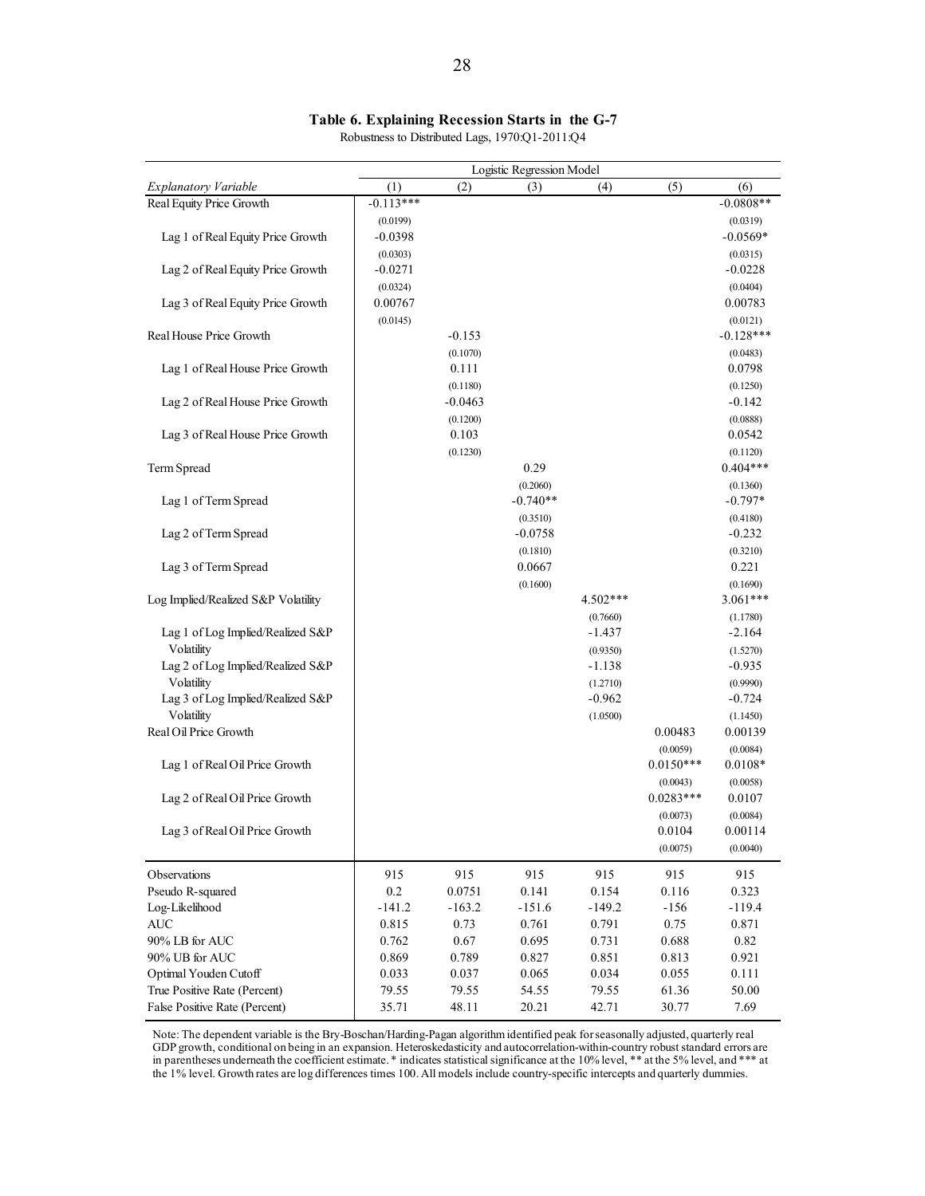**Table 6. Explaining Recession Starts in the G-7**

Robustness to Distributed Lags, 1970:Q1-2011:Q4

| | Logistic Regression Model | | | | | |
|---|---|---|---|---|---|---|
| *Explanatory Variable* | (1) | (2) | (3) | (4) | (5) | (6) |
| Real Equity Price Growth | -0.113*** | | | | | -0.0808** |
| | (0.0199) | | | | | (0.0319) |
| Lag 1 of Real Equity Price Growth | -0.0398 | | | | | -0.0569* |
| | (0.0303) | | | | | (0.0315) |
| Lag 2 of Real Equity Price Growth | -0.0271 | | | | | -0.0228 |
| | (0.0324) | | | | | (0.0404) |
| Lag 3 of Real Equity Price Growth | 0.00767 | | | | | 0.00783 |
| | (0.0145) | | | | | (0.0121) |
| Real House Price Growth | | -0.153 | | | | -0.128*** |
| | | (0.1070) | | | | (0.0483) |
| Lag 1 of Real House Price Growth | | 0.111 | | | | 0.0798 |
| | | (0.1180) | | | | (0.1250) |
| Lag 2 of Real House Price Growth | | -0.0463 | | | | -0.142 |
| | | (0.1200) | | | | (0.0888) |
| Lag 3 of Real House Price Growth | | 0.103 | | | | 0.0542 |
| | | (0.1230) | | | | (0.1120) |
| Term Spread | | | 0.29 | | | 0.404*** |
| | | | (0.2060) | | | (0.1360) |
| Lag 1 of Term Spread | | | -0.740** | | | -0.797* |
| | | | (0.3510) | | | (0.4180) |
| Lag 2 of Term Spread | | | -0.0758 | | | -0.232 |
| | | | (0.1810) | | | (0.3210) |
| Lag 3 of Term Spread | | | 0.0667 | | | 0.221 |
| | | | (0.1600) | | | (0.1690) |
| Log Implied/Realized S&P Volatility | | | | 4.502*** | | 3.061*** |
| | | | | (0.7660) | | (1.1780) |
| Lag 1 of Log Implied/Realized S&P Volatility | | | | -1.437 | | -2.164 |
| | | | | (0.9350) | | (1.5270) |
| Lag 2 of Log Implied/Realized S&P Volatility | | | | -1.138 | | -0.935 |
| | | | | (1.2710) | | (0.9990) |
| Lag 3 of Log Implied/Realized S&P Volatility | | | | -0.962 | | -0.724 |
| | | | | (1.0500) | | (1.1450) |
| Real Oil Price Growth | | | | | 0.00483 | 0.00139 |
| | | | | | (0.0059) | (0.0084) |
| Lag 1 of Real Oil Price Growth | | | | | 0.0150*** | 0.0108* |
| | | | | | (0.0043) | (0.0058) |
| Lag 2 of Real Oil Price Growth | | | | | 0.0283*** | 0.0107 |
| | | | | | (0.0073) | (0.0084) |
| Lag 3 of Real Oil Price Growth | | | | | 0.0104 | 0.00114 |
| | | | | | (0.0075) | (0.0040) |
| Observations | 915 | 915 | 915 | 915 | 915 | 915 |
| Pseudo R-squared | 0.2 | 0.0751 | 0.141 | 0.154 | 0.116 | 0.323 |
| Log-Likelihood | -141.2 | -163.2 | -151.6 | -149.2 | -156 | -119.4 |
| AUC | 0.815 | 0.73 | 0.761 | 0.791 | 0.75 | 0.871 |
| 90% LB for AUC | 0.762 | 0.67 | 0.695 | 0.731 | 0.688 | 0.82 |
| 90% UB for AUC | 0.869 | 0.789 | 0.827 | 0.851 | 0.813 | 0.921 |
| Optimal Youden Cutoff | 0.033 | 0.037 | 0.065 | 0.034 | 0.055 | 0.111 |
| True Positive Rate (Percent) | 79.55 | 79.55 | 54.55 | 79.55 | 61.36 | 50.00 |
| False Positive Rate (Percent) | 35.71 | 48.11 | 20.21 | 42.71 | 30.77 | 7.69 |

Note: The dependent variable is the Bry-Boschan/Harding-Pagan algorithm identified peak for seasonally adjusted, quarterly real GDP growth, conditional on being in an expansion. Heteroskedasticity and autocorrelation-within-country robust standard errors are in parentheses underneath the coefficient estimate. * indicates statistical significance at the 10% level, ** at the 5% level, and *** at the 1% level. Growth rates are log differences times 100. All models include country-specific intercepts and quarterly dummies.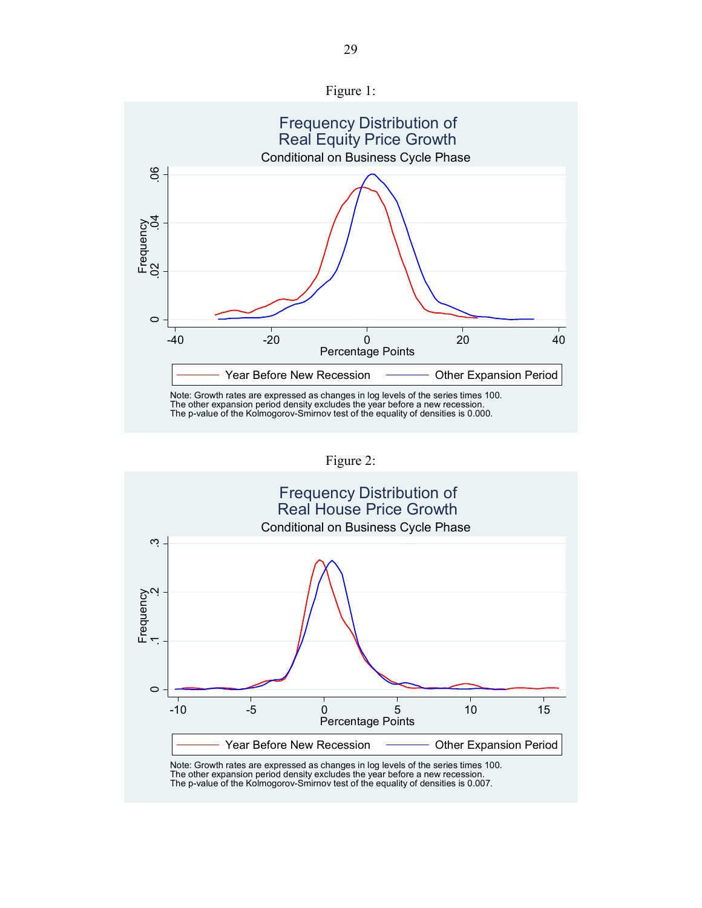Figure 1:

## Frequency Distribution of Real Equity Price Growth

Conditional on Business Cycle Phase

Note: Growth rates are expressed as changes in log levels of the series times 100.
The other expansion period density excludes the year before a new recession.
The p-value of the Kolmogorov-Smirnov test of the equality of densities is 0.000.

Figure 2:

## Frequency Distribution of Real House Price Growth

Conditional on Business Cycle Phase

Note: Growth rates are expressed as changes in log levels of the series times 100.
The other expansion period density excludes the year before a new recession.
The p-value of the Kolmogorov-Smirnov test of the equality of densities is 0.007.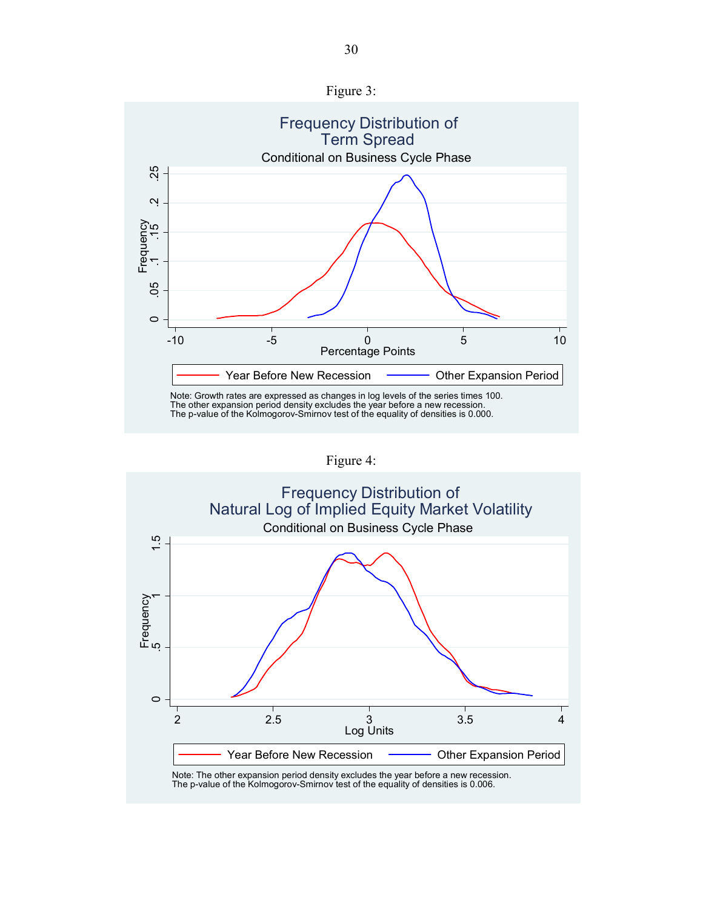Figure 3:

Frequency Distribution of Term Spread

Conditional on Business Cycle Phase

Note: Growth rates are expressed as changes in log levels of the series times 100.
The other expansion period density excludes the year before a new recession.
The p-value of the Kolmogorov-Smirnov test of the equality of densities is 0.000.

Figure 4:

Frequency Distribution of Natural Log of Implied Equity Market Volatility

Conditional on Business Cycle Phase

Note: The other expansion period density excludes the year before a new recession.
The p-value of the Kolmogorov-Smirnov test of the equality of densities is 0.006.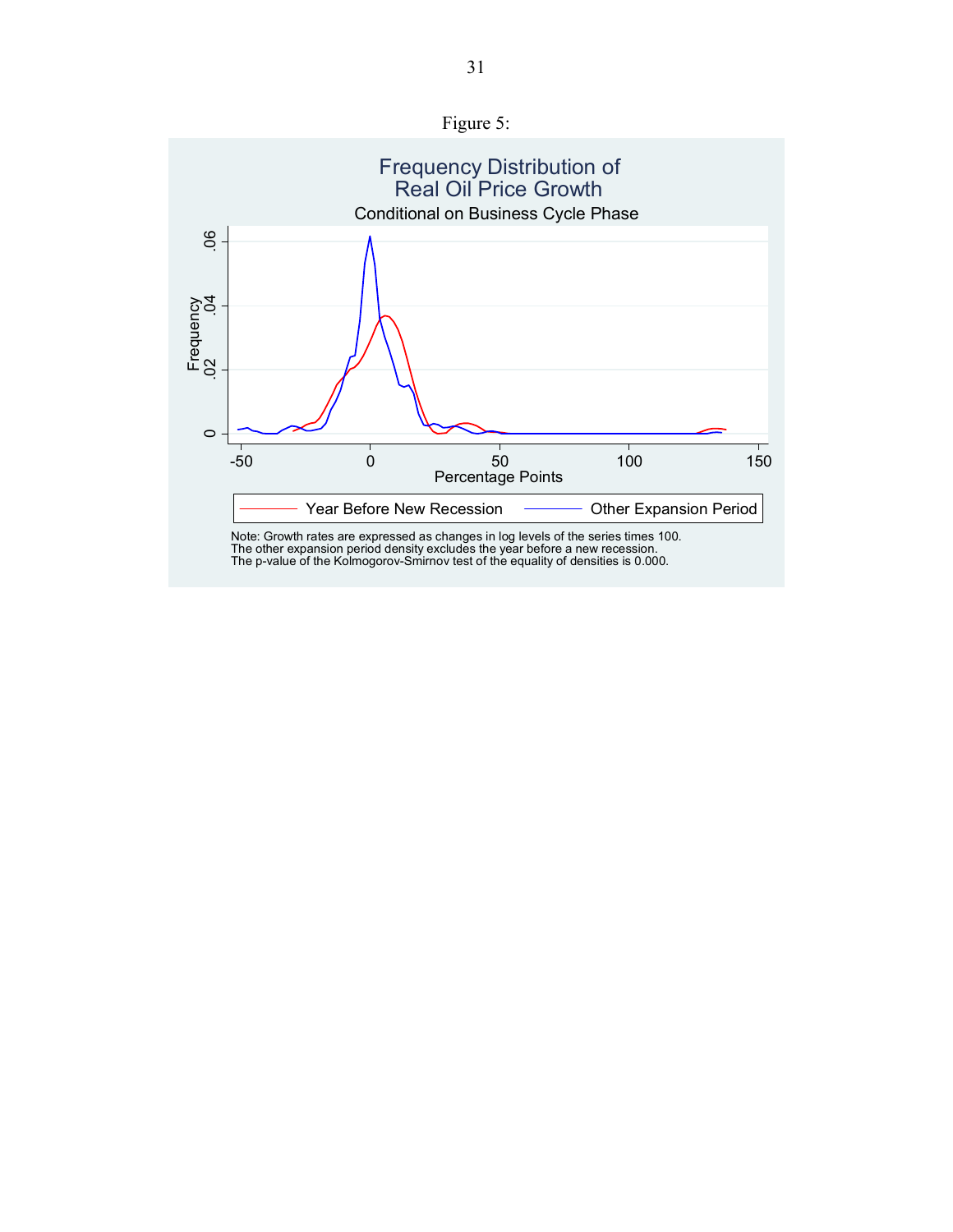Figure 5:

Frequency Distribution of Real Oil Price Growth

Conditional on Business Cycle Phase

Note: Growth rates are expressed as changes in log levels of the series times 100.
The other expansion period density excludes the year before a new recession.
The p-value of the Kolmogorov-Smirnov test of the equality of densities is 0.000.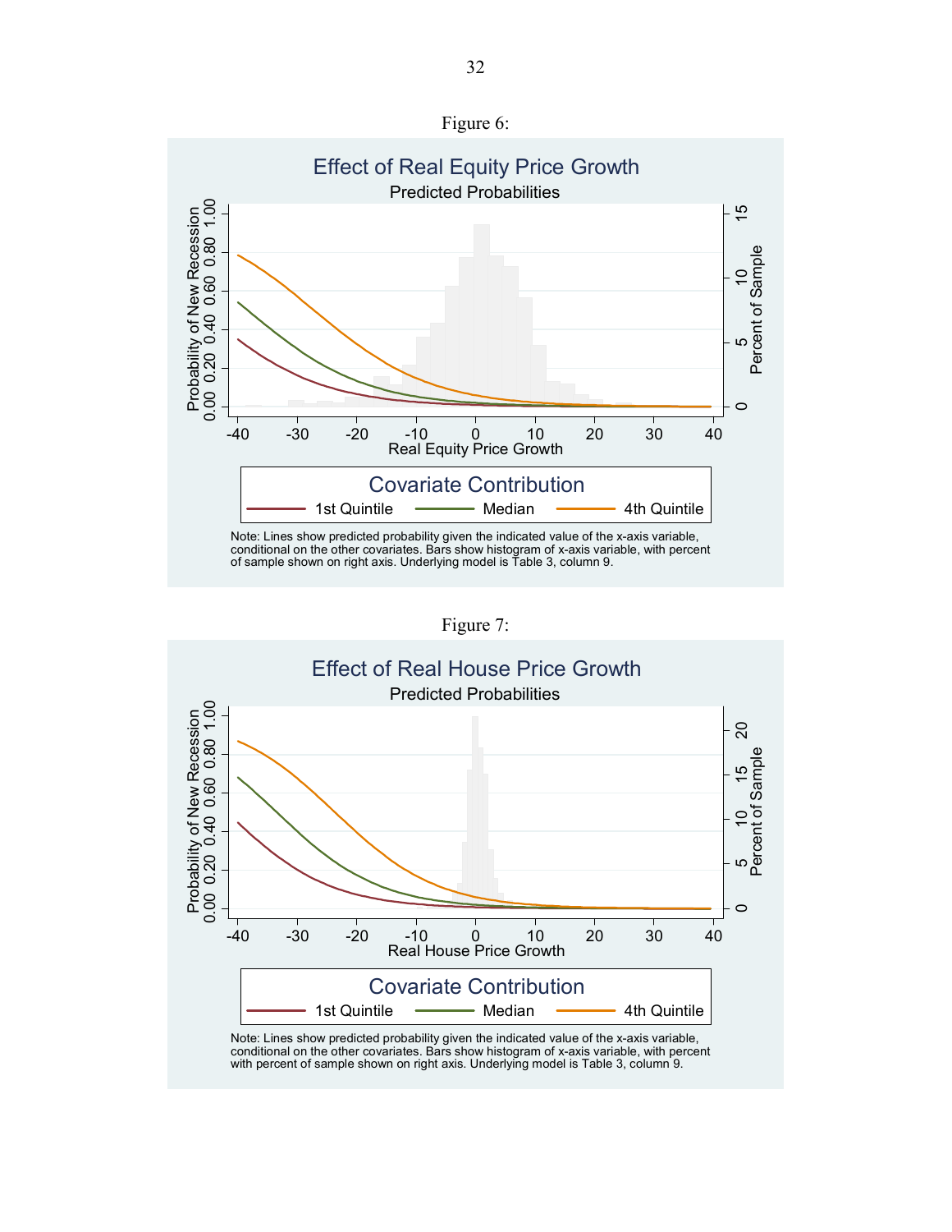Figure 6:

**Effect of Real Equity Price Growth**

Predicted Probabilities

Covariate Contribution: 1st Quintile, Median, 4th Quintile

Note: Lines show predicted probability given the indicated value of the x-axis variable, conditional on the other covariates. Bars show histogram of x-axis variable, with percent of sample shown on right axis. Underlying model is Table 3, column 9.

Figure 7:

**Effect of Real House Price Growth**

Predicted Probabilities

Covariate Contribution: 1st Quintile, Median, 4th Quintile

Note: Lines show predicted probability given the indicated value of the x-axis variable, conditional on the other covariates. Bars show histogram of x-axis variable, with percent with percent of sample shown on right axis. Underlying model is Table 3, column 9.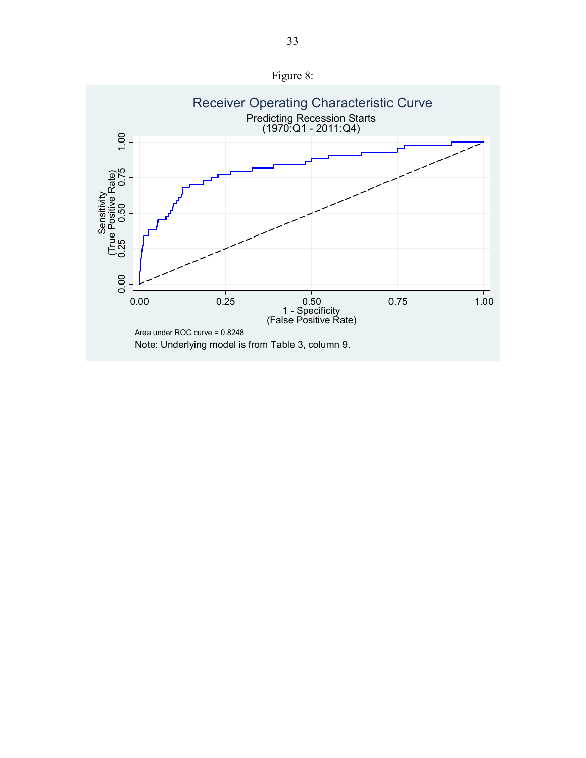Figure 8:

Receiver Operating Characteristic Curve

Predicting Recession Starts
(1970:Q1 - 2011:Q4)

Area under ROC curve = 0.8248

Note: Underlying model is from Table 3, column 9.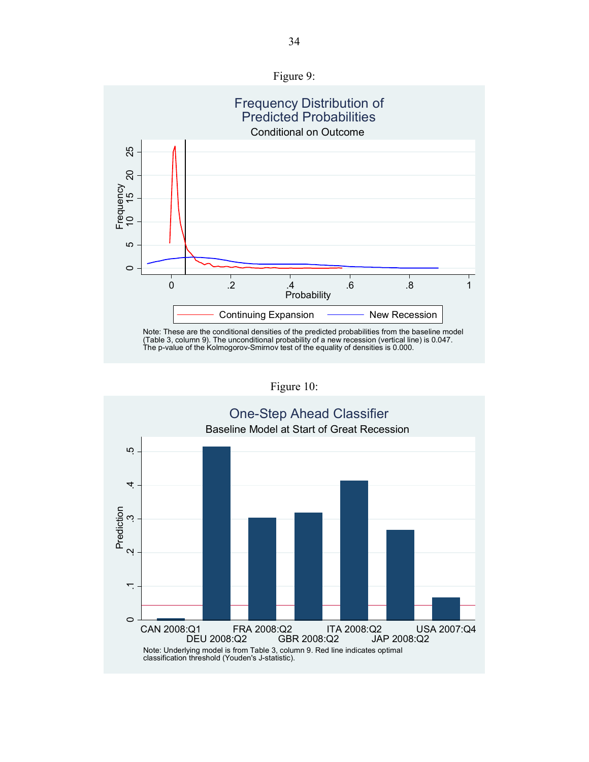Figure 9:

Frequency Distribution of Predicted Probabilities

Conditional on Outcome

Frequency

0
5
10
15
20
25

0
.2
.4
.6
.8
1

Probability

Continuing Expansion
New Recession

Note: These are the conditional densities of the predicted probabilities from the baseline model (Table 3, column 9). The unconditional probability of a new recession (vertical line) is 0.047. The p-value of the Kolmogorov-Smirnov test of the equality of densities is 0.000.

Figure 10:

One-Step Ahead Classifier

Baseline Model at Start of Great Recession

Prediction

0
.1
.2
.3
.4
.5

CAN 2008:Q1
DEU 2008:Q2
FRA 2008:Q2
GBR 2008:Q2
ITA 2008:Q2
JAP 2008:Q2
USA 2007:Q4

Note: Underlying model is from Table 3, column 9. Red line indicates optimal classification threshold (Youden's J-statistic).